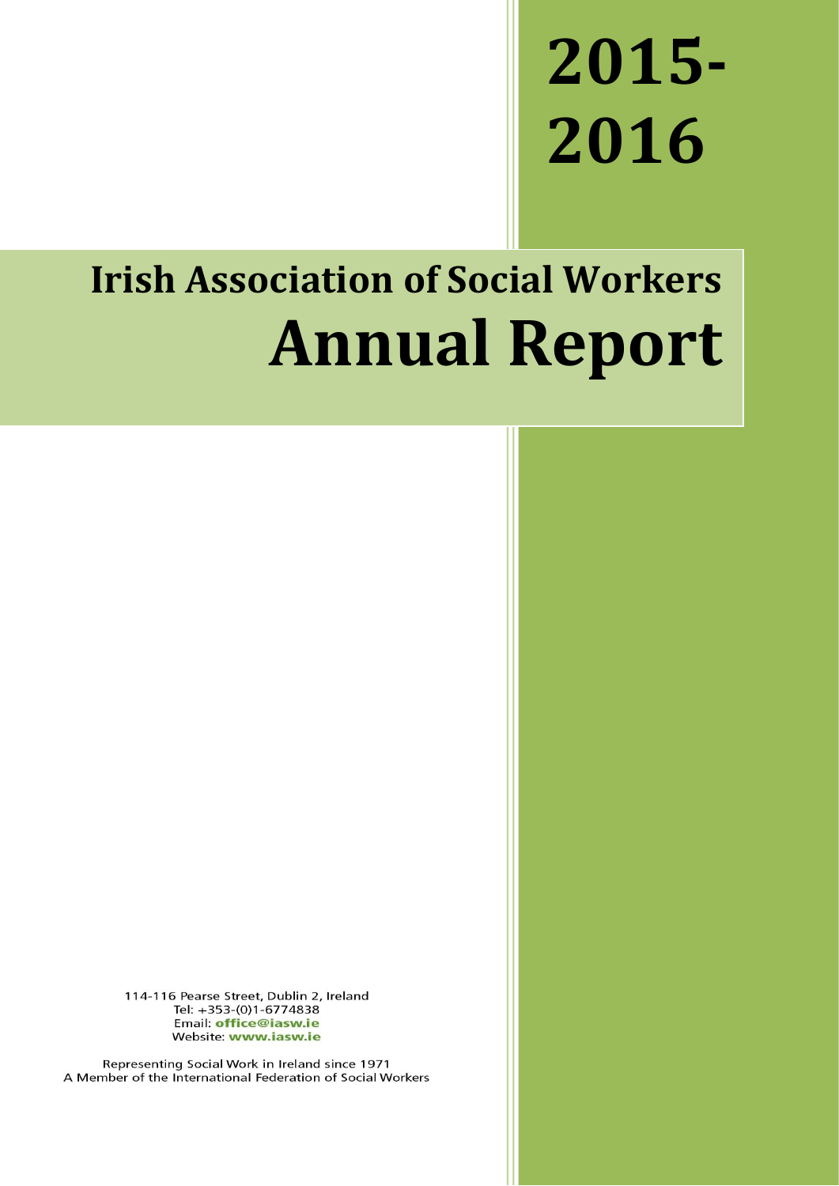# 2015-2016

## Irish Association of Social Workers

# Annual Report

114-116 Pearse Street, Dublin 2, Ireland
Tel: +353-(0)1-6774838
Email: **office@iasw.ie**
Website: **www.iasw.ie**

Representing Social Work in Ireland since 1971
A Member of the International Federation of Social Workers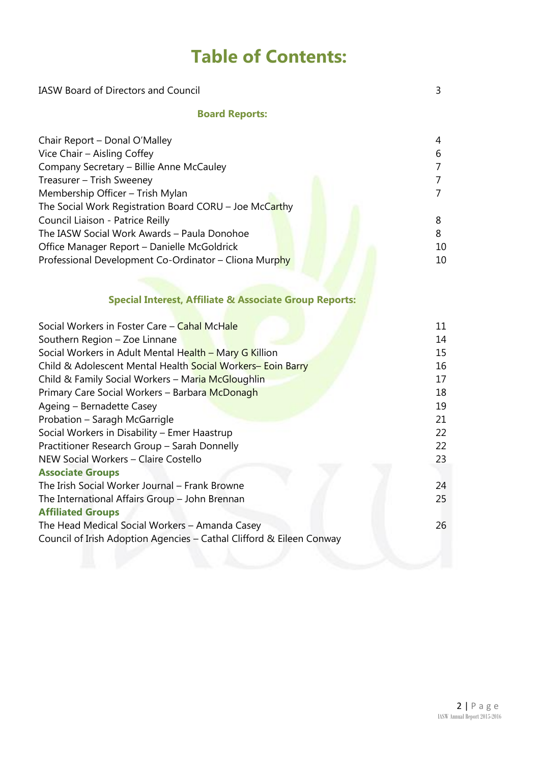# Table of Contents:

| | |
|---|---|
| IASW Board of Directors and Council | 3 |

## Board Reports:

| | |
|---|---|
| Chair Report – Donal O'Malley | 4 |
| Vice Chair – Aisling Coffey | 6 |
| Company Secretary – Billie Anne McCauley | 7 |
| Treasurer – Trish Sweeney | 7 |
| Membership Officer – Trish Mylan | 7 |
| The Social Work Registration Board CORU – Joe McCarthy | |
| Council Liaison - Patrice Reilly | 8 |
| The IASW Social Work Awards – Paula Donohoe | 8 |
| Office Manager Report – Danielle McGoldrick | 10 |
| Professional Development Co-Ordinator – Cliona Murphy | 10 |

## Special Interest, Affiliate & Associate Group Reports:

| | |
|---|---|
| Social Workers in Foster Care – Cahal McHale | 11 |
| Southern Region – Zoe Linnane | 14 |
| Social Workers in Adult Mental Health – Mary G Killion | 15 |
| Child & Adolescent Mental Health Social Workers– Eoin Barry | 16 |
| Child & Family Social Workers – Maria McGloughlin | 17 |
| Primary Care Social Workers – Barbara McDonagh | 18 |
| Ageing – Bernadette Casey | 19 |
| Probation – Saragh McGarrigle | 21 |
| Social Workers in Disability – Emer Haastrup | 22 |
| Practitioner Research Group – Sarah Donnelly | 22 |
| NEW Social Workers – Claire Costello | 23 |
| **Associate Groups** | |
| The Irish Social Worker Journal – Frank Browne | 24 |
| The International Affairs Group – John Brennan | 25 |
| **Affiliated Groups** | |
| The Head Medical Social Workers – Amanda Casey | 26 |
| Council of Irish Adoption Agencies – Cathal Clifford & Eileen Conway | |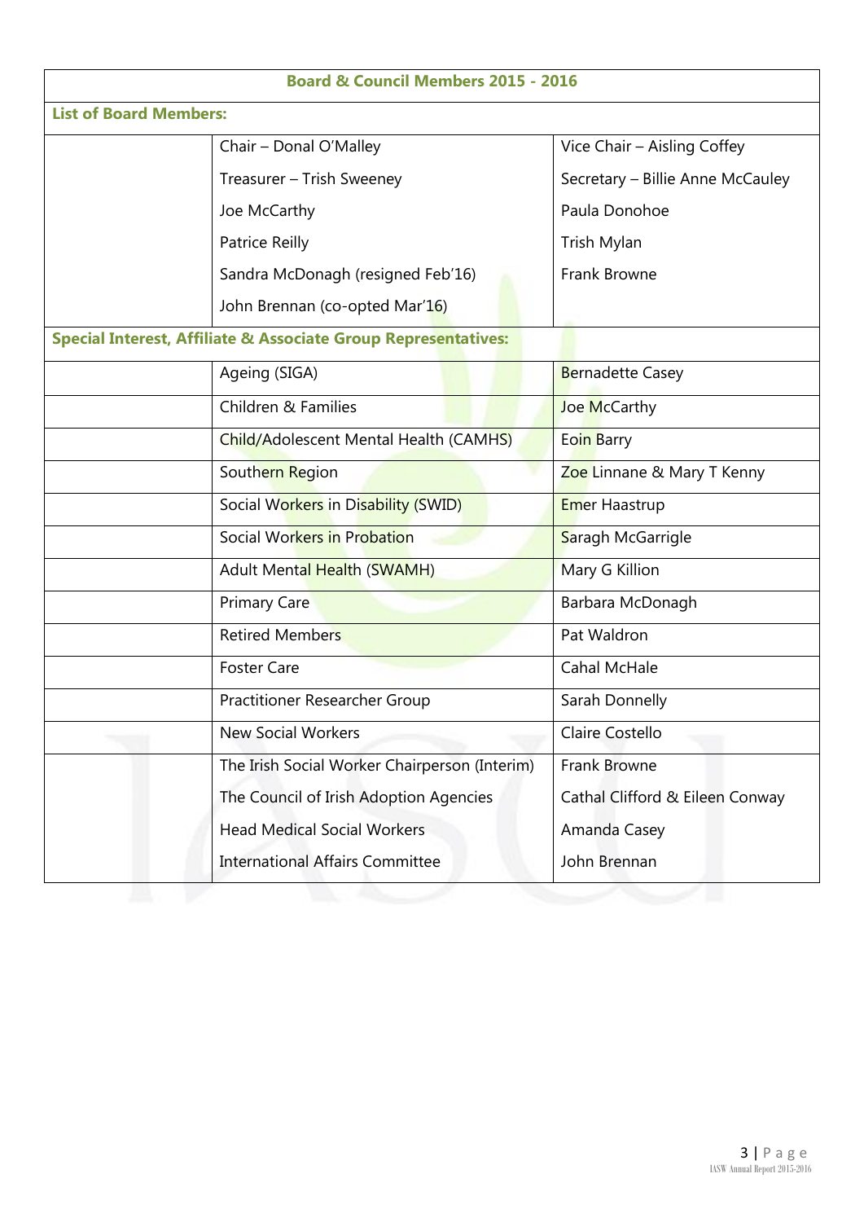## Board & Council Members 2015 - 2016

### List of Board Members:

| | | |
|---|---|---|
| | Chair – Donal O'Malley | Vice Chair – Aisling Coffey |
| | Treasurer – Trish Sweeney | Secretary – Billie Anne McCauley |
| | Joe McCarthy | Paula Donohoe |
| | Patrice Reilly | Trish Mylan |
| | Sandra McDonagh (resigned Feb'16) | Frank Browne |
| | John Brennan (co-opted Mar'16) | |

### Special Interest, Affiliate & Associate Group Representatives:

| | | |
|---|---|---|
| | Ageing (SIGA) | Bernadette Casey |
| | Children & Families | Joe McCarthy |
| | Child/Adolescent Mental Health (CAMHS) | Eoin Barry |
| | Southern Region | Zoe Linnane & Mary T Kenny |
| | Social Workers in Disability (SWID) | Emer Haastrup |
| | Social Workers in Probation | Saragh McGarrigle |
| | Adult Mental Health (SWAMH) | Mary G Killion |
| | Primary Care | Barbara McDonagh |
| | Retired Members | Pat Waldron |
| | Foster Care | Cahal McHale |
| | Practitioner Researcher Group | Sarah Donnelly |
| | New Social Workers | Claire Costello |
| | The Irish Social Worker Chairperson (Interim) | Frank Browne |
| | The Council of Irish Adoption Agencies | Cathal Clifford & Eileen Conway |
| | Head Medical Social Workers | Amanda Casey |
| | International Affairs Committee | John Brennan |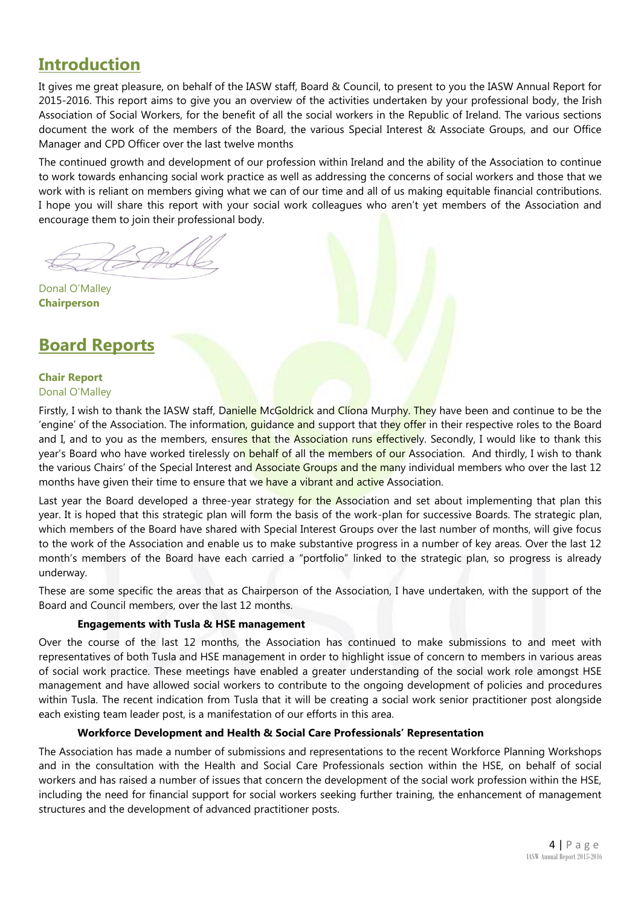## Introduction

It gives me great pleasure, on behalf of the IASW staff, Board & Council, to present to you the IASW Annual Report for 2015-2016. This report aims to give you an overview of the activities undertaken by your professional body, the Irish Association of Social Workers, for the benefit of all the social workers in the Republic of Ireland. The various sections document the work of the members of the Board, the various Special Interest & Associate Groups, and our Office Manager and CPD Officer over the last twelve months

The continued growth and development of our profession within Ireland and the ability of the Association to continue to work towards enhancing social work practice as well as addressing the concerns of social workers and those that we work with is reliant on members giving what we can of our time and all of us making equitable financial contributions. I hope you will share this report with your social work colleagues who aren't yet members of the Association and encourage them to join their professional body.

Donal O'Malley
**Chairperson**

## Board Reports

### Chair Report

Donal O'Malley

Firstly, I wish to thank the IASW staff, Danielle McGoldrick and Clíona Murphy. They have been and continue to be the 'engine' of the Association. The information, guidance and support that they offer in their respective roles to the Board and I, and to you as the members, ensures that the Association runs effectively. Secondly, I would like to thank this year's Board who have worked tirelessly on behalf of all the members of our Association. And thirdly, I wish to thank the various Chairs' of the Special Interest and Associate Groups and the many individual members who over the last 12 months have given their time to ensure that we have a vibrant and active Association.

Last year the Board developed a three-year strategy for the Association and set about implementing that plan this year. It is hoped that this strategic plan will form the basis of the work-plan for successive Boards. The strategic plan, which members of the Board have shared with Special Interest Groups over the last number of months, will give focus to the work of the Association and enable us to make substantive progress in a number of key areas. Over the last 12 month's members of the Board have each carried a "portfolio" linked to the strategic plan, so progress is already underway.

These are some specific the areas that as Chairperson of the Association, I have undertaken, with the support of the Board and Council members, over the last 12 months.

**Engagements with Tusla & HSE management**

Over the course of the last 12 months, the Association has continued to make submissions to and meet with representatives of both Tusla and HSE management in order to highlight issue of concern to members in various areas of social work practice. These meetings have enabled a greater understanding of the social work role amongst HSE management and have allowed social workers to contribute to the ongoing development of policies and procedures within Tusla. The recent indication from Tusla that it will be creating a social work senior practitioner post alongside each existing team leader post, is a manifestation of our efforts in this area.

**Workforce Development and Health & Social Care Professionals' Representation**

The Association has made a number of submissions and representations to the recent Workforce Planning Workshops and in the consultation with the Health and Social Care Professionals section within the HSE, on behalf of social workers and has raised a number of issues that concern the development of the social work profession within the HSE, including the need for financial support for social workers seeking further training, the enhancement of management structures and the development of advanced practitioner posts.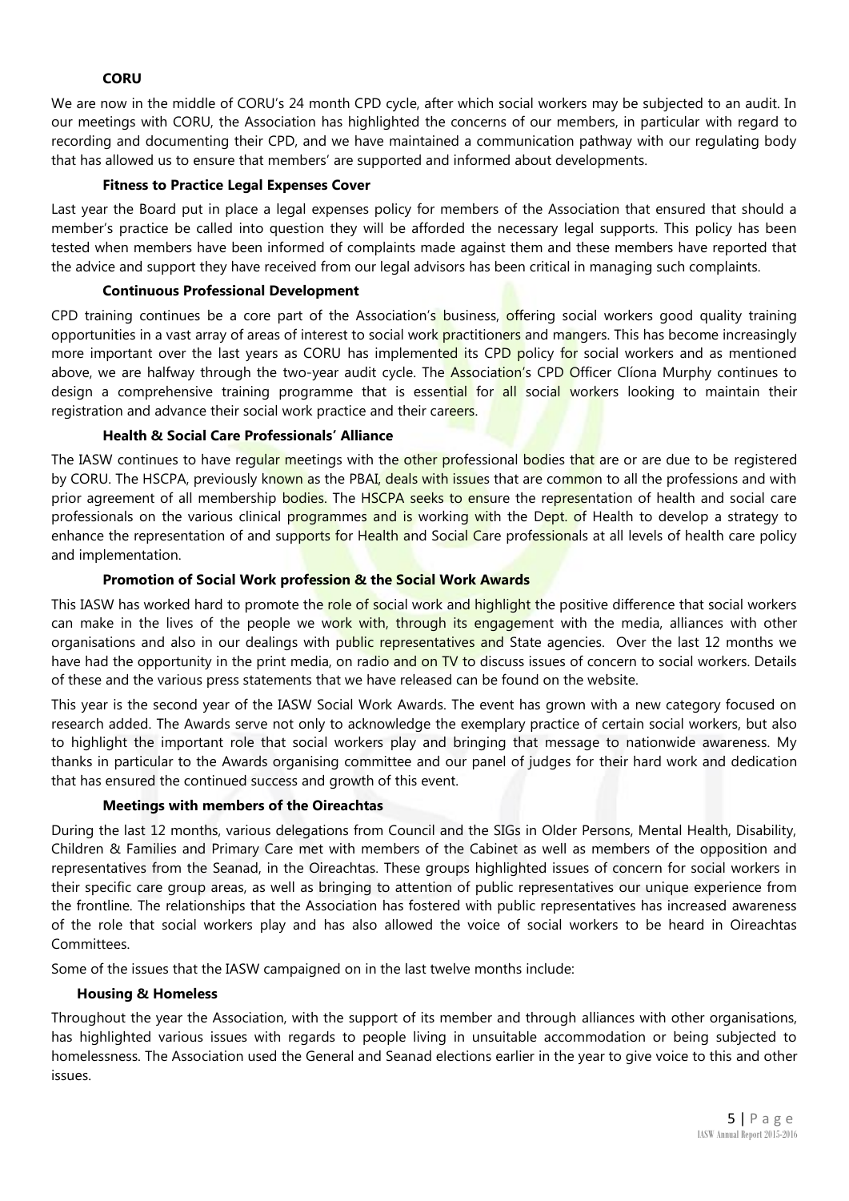### CORU

We are now in the middle of CORU's 24 month CPD cycle, after which social workers may be subjected to an audit. In our meetings with CORU, the Association has highlighted the concerns of our members, in particular with regard to recording and documenting their CPD, and we have maintained a communication pathway with our regulating body that has allowed us to ensure that members' are supported and informed about developments.

### Fitness to Practice Legal Expenses Cover

Last year the Board put in place a legal expenses policy for members of the Association that ensured that should a member's practice be called into question they will be afforded the necessary legal supports. This policy has been tested when members have been informed of complaints made against them and these members have reported that the advice and support they have received from our legal advisors has been critical in managing such complaints.

### Continuous Professional Development

CPD training continues be a core part of the Association's business, offering social workers good quality training opportunities in a vast array of areas of interest to social work practitioners and mangers. This has become increasingly more important over the last years as CORU has implemented its CPD policy for social workers and as mentioned above, we are halfway through the two-year audit cycle. The Association's CPD Officer Clíona Murphy continues to design a comprehensive training programme that is essential for all social workers looking to maintain their registration and advance their social work practice and their careers.

### Health & Social Care Professionals' Alliance

The IASW continues to have regular meetings with the other professional bodies that are or are due to be registered by CORU. The HSCPA, previously known as the PBAI, deals with issues that are common to all the professions and with prior agreement of all membership bodies. The HSCPA seeks to ensure the representation of health and social care professionals on the various clinical programmes and is working with the Dept. of Health to develop a strategy to enhance the representation of and supports for Health and Social Care professionals at all levels of health care policy and implementation.

### Promotion of Social Work profession & the Social Work Awards

This IASW has worked hard to promote the role of social work and highlight the positive difference that social workers can make in the lives of the people we work with, through its engagement with the media, alliances with other organisations and also in our dealings with public representatives and State agencies. Over the last 12 months we have had the opportunity in the print media, on radio and on TV to discuss issues of concern to social workers. Details of these and the various press statements that we have released can be found on the website.

This year is the second year of the IASW Social Work Awards. The event has grown with a new category focused on research added. The Awards serve not only to acknowledge the exemplary practice of certain social workers, but also to highlight the important role that social workers play and bringing that message to nationwide awareness. My thanks in particular to the Awards organising committee and our panel of judges for their hard work and dedication that has ensured the continued success and growth of this event.

### Meetings with members of the Oireachtas

During the last 12 months, various delegations from Council and the SIGs in Older Persons, Mental Health, Disability, Children & Families and Primary Care met with members of the Cabinet as well as members of the opposition and representatives from the Seanad, in the Oireachtas. These groups highlighted issues of concern for social workers in their specific care group areas, as well as bringing to attention of public representatives our unique experience from the frontline. The relationships that the Association has fostered with public representatives has increased awareness of the role that social workers play and has also allowed the voice of social workers to be heard in Oireachtas Committees.

Some of the issues that the IASW campaigned on in the last twelve months include:

### Housing & Homeless

Throughout the year the Association, with the support of its member and through alliances with other organisations, has highlighted various issues with regards to people living in unsuitable accommodation or being subjected to homelessness. The Association used the General and Seanad elections earlier in the year to give voice to this and other issues.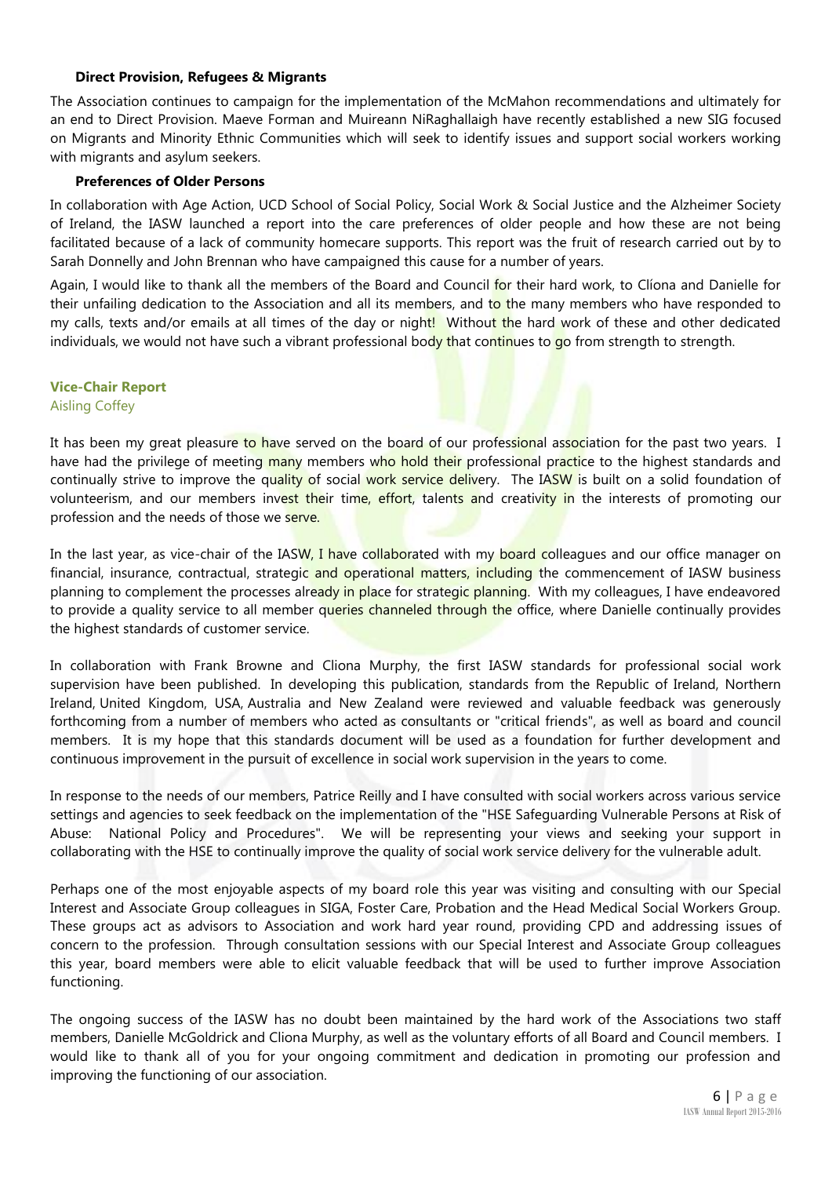**Direct Provision, Refugees & Migrants**

The Association continues to campaign for the implementation of the McMahon recommendations and ultimately for an end to Direct Provision. Maeve Forman and Muireann NiRaghallaigh have recently established a new SIG focused on Migrants and Minority Ethnic Communities which will seek to identify issues and support social workers working with migrants and asylum seekers.

**Preferences of Older Persons**

In collaboration with Age Action, UCD School of Social Policy, Social Work & Social Justice and the Alzheimer Society of Ireland, the IASW launched a report into the care preferences of older people and how these are not being facilitated because of a lack of community homecare supports. This report was the fruit of research carried out by to Sarah Donnelly and John Brennan who have campaigned this cause for a number of years.

Again, I would like to thank all the members of the Board and Council for their hard work, to Clíona and Danielle for their unfailing dedication to the Association and all its members, and to the many members who have responded to my calls, texts and/or emails at all times of the day or night! Without the hard work of these and other dedicated individuals, we would not have such a vibrant professional body that continues to go from strength to strength.

## Vice-Chair Report

Aisling Coffey

It has been my great pleasure to have served on the board of our professional association for the past two years. I have had the privilege of meeting many members who hold their professional practice to the highest standards and continually strive to improve the quality of social work service delivery. The IASW is built on a solid foundation of volunteerism, and our members invest their time, effort, talents and creativity in the interests of promoting our profession and the needs of those we serve.

In the last year, as vice-chair of the IASW, I have collaborated with my board colleagues and our office manager on financial, insurance, contractual, strategic and operational matters, including the commencement of IASW business planning to complement the processes already in place for strategic planning. With my colleagues, I have endeavored to provide a quality service to all member queries channeled through the office, where Danielle continually provides the highest standards of customer service.

In collaboration with Frank Browne and Cliona Murphy, the first IASW standards for professional social work supervision have been published. In developing this publication, standards from the Republic of Ireland, Northern Ireland, United Kingdom, USA, Australia and New Zealand were reviewed and valuable feedback was generously forthcoming from a number of members who acted as consultants or "critical friends", as well as board and council members. It is my hope that this standards document will be used as a foundation for further development and continuous improvement in the pursuit of excellence in social work supervision in the years to come.

In response to the needs of our members, Patrice Reilly and I have consulted with social workers across various service settings and agencies to seek feedback on the implementation of the "HSE Safeguarding Vulnerable Persons at Risk of Abuse: National Policy and Procedures". We will be representing your views and seeking your support in collaborating with the HSE to continually improve the quality of social work service delivery for the vulnerable adult.

Perhaps one of the most enjoyable aspects of my board role this year was visiting and consulting with our Special Interest and Associate Group colleagues in SIGA, Foster Care, Probation and the Head Medical Social Workers Group. These groups act as advisors to Association and work hard year round, providing CPD and addressing issues of concern to the profession. Through consultation sessions with our Special Interest and Associate Group colleagues this year, board members were able to elicit valuable feedback that will be used to further improve Association functioning.

The ongoing success of the IASW has no doubt been maintained by the hard work of the Associations two staff members, Danielle McGoldrick and Cliona Murphy, as well as the voluntary efforts of all Board and Council members. I would like to thank all of you for your ongoing commitment and dedication in promoting our profession and improving the functioning of our association.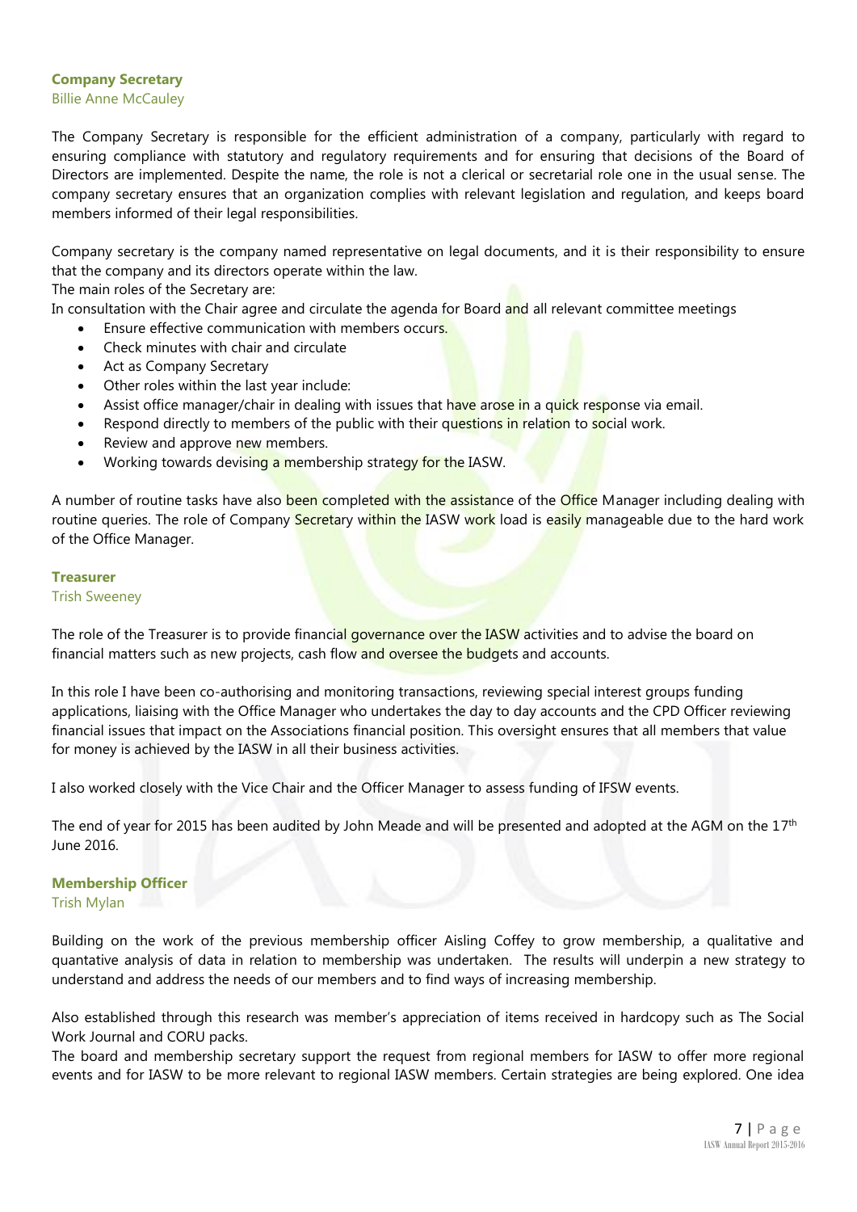### Company Secretary

Billie Anne McCauley

The Company Secretary is responsible for the efficient administration of a company, particularly with regard to ensuring compliance with statutory and regulatory requirements and for ensuring that decisions of the Board of Directors are implemented. Despite the name, the role is not a clerical or secretarial role one in the usual sense. The company secretary ensures that an organization complies with relevant legislation and regulation, and keeps board members informed of their legal responsibilities.

Company secretary is the company named representative on legal documents, and it is their responsibility to ensure that the company and its directors operate within the law.

The main roles of the Secretary are:

In consultation with the Chair agree and circulate the agenda for Board and all relevant committee meetings

- Ensure effective communication with members occurs.
- Check minutes with chair and circulate
- Act as Company Secretary
- Other roles within the last year include:
- Assist office manager/chair in dealing with issues that have arose in a quick response via email.
- Respond directly to members of the public with their questions in relation to social work.
- Review and approve new members.
- Working towards devising a membership strategy for the IASW.

A number of routine tasks have also been completed with the assistance of the Office Manager including dealing with routine queries. The role of Company Secretary within the IASW work load is easily manageable due to the hard work of the Office Manager.

### Treasurer

Trish Sweeney

The role of the Treasurer is to provide financial governance over the IASW activities and to advise the board on financial matters such as new projects, cash flow and oversee the budgets and accounts.

In this role I have been co-authorising and monitoring transactions, reviewing special interest groups funding applications, liaising with the Office Manager who undertakes the day to day accounts and the CPD Officer reviewing financial issues that impact on the Associations financial position. This oversight ensures that all members that value for money is achieved by the IASW in all their business activities.

I also worked closely with the Vice Chair and the Officer Manager to assess funding of IFSW events.

The end of year for 2015 has been audited by John Meade and will be presented and adopted at the AGM on the 17th June 2016.

### Membership Officer

Trish Mylan

Building on the work of the previous membership officer Aisling Coffey to grow membership, a qualitative and quantative analysis of data in relation to membership was undertaken. The results will underpin a new strategy to understand and address the needs of our members and to find ways of increasing membership.

Also established through this research was member's appreciation of items received in hardcopy such as The Social Work Journal and CORU packs.

The board and membership secretary support the request from regional members for IASW to offer more regional events and for IASW to be more relevant to regional IASW members. Certain strategies are being explored. One idea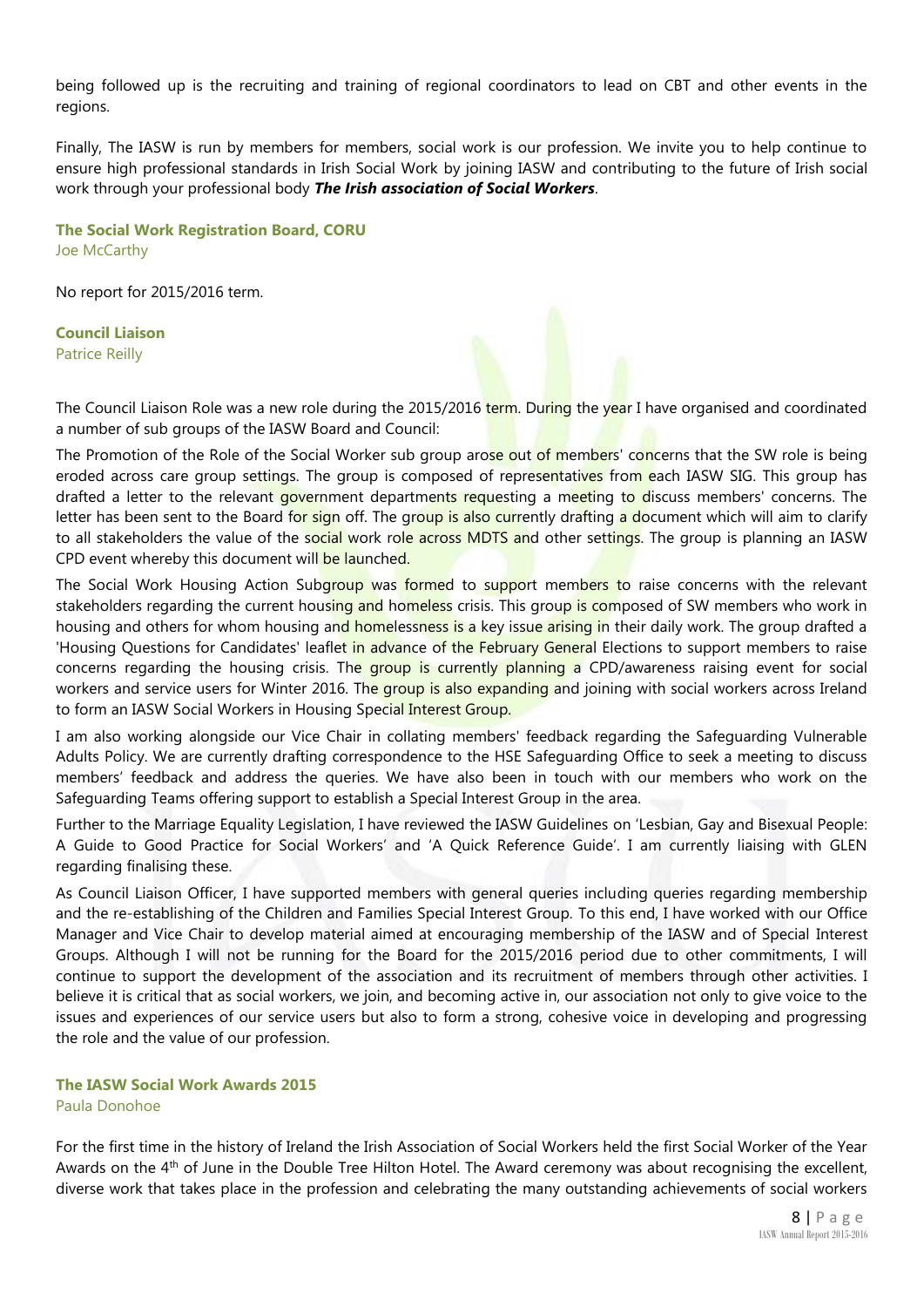being followed up is the recruiting and training of regional coordinators to lead on CBT and other events in the regions.

Finally, The IASW is run by members for members, social work is our profession. We invite you to help continue to ensure high professional standards in Irish Social Work by joining IASW and contributing to the future of Irish social work through your professional body ***The Irish association of Social Workers***.

**The Social Work Registration Board, CORU**
Joe McCarthy

No report for 2015/2016 term.

**Council Liaison**
Patrice Reilly

The Council Liaison Role was a new role during the 2015/2016 term. During the year I have organised and coordinated a number of sub groups of the IASW Board and Council:

The Promotion of the Role of the Social Worker sub group arose out of members' concerns that the SW role is being eroded across care group settings. The group is composed of representatives from each IASW SIG. This group has drafted a letter to the relevant government departments requesting a meeting to discuss members' concerns. The letter has been sent to the Board for sign off. The group is also currently drafting a document which will aim to clarify to all stakeholders the value of the social work role across MDTS and other settings. The group is planning an IASW CPD event whereby this document will be launched.

The Social Work Housing Action Subgroup was formed to support members to raise concerns with the relevant stakeholders regarding the current housing and homeless crisis. This group is composed of SW members who work in housing and others for whom housing and homelessness is a key issue arising in their daily work. The group drafted a 'Housing Questions for Candidates' leaflet in advance of the February General Elections to support members to raise concerns regarding the housing crisis. The group is currently planning a CPD/awareness raising event for social workers and service users for Winter 2016. The group is also expanding and joining with social workers across Ireland to form an IASW Social Workers in Housing Special Interest Group.

I am also working alongside our Vice Chair in collating members' feedback regarding the Safeguarding Vulnerable Adults Policy. We are currently drafting correspondence to the HSE Safeguarding Office to seek a meeting to discuss members' feedback and address the queries. We have also been in touch with our members who work on the Safeguarding Teams offering support to establish a Special Interest Group in the area.

Further to the Marriage Equality Legislation, I have reviewed the IASW Guidelines on 'Lesbian, Gay and Bisexual People: A Guide to Good Practice for Social Workers' and 'A Quick Reference Guide'. I am currently liaising with GLEN regarding finalising these.

As Council Liaison Officer, I have supported members with general queries including queries regarding membership and the re-establishing of the Children and Families Special Interest Group. To this end, I have worked with our Office Manager and Vice Chair to develop material aimed at encouraging membership of the IASW and of Special Interest Groups. Although I will not be running for the Board for the 2015/2016 period due to other commitments, I will continue to support the development of the association and its recruitment of members through other activities. I believe it is critical that as social workers, we join, and becoming active in, our association not only to give voice to the issues and experiences of our service users but also to form a strong, cohesive voice in developing and progressing the role and the value of our profession.

**The IASW Social Work Awards 2015**
Paula Donohoe

For the first time in the history of Ireland the Irish Association of Social Workers held the first Social Worker of the Year Awards on the 4th of June in the Double Tree Hilton Hotel. The Award ceremony was about recognising the excellent, diverse work that takes place in the profession and celebrating the many outstanding achievements of social workers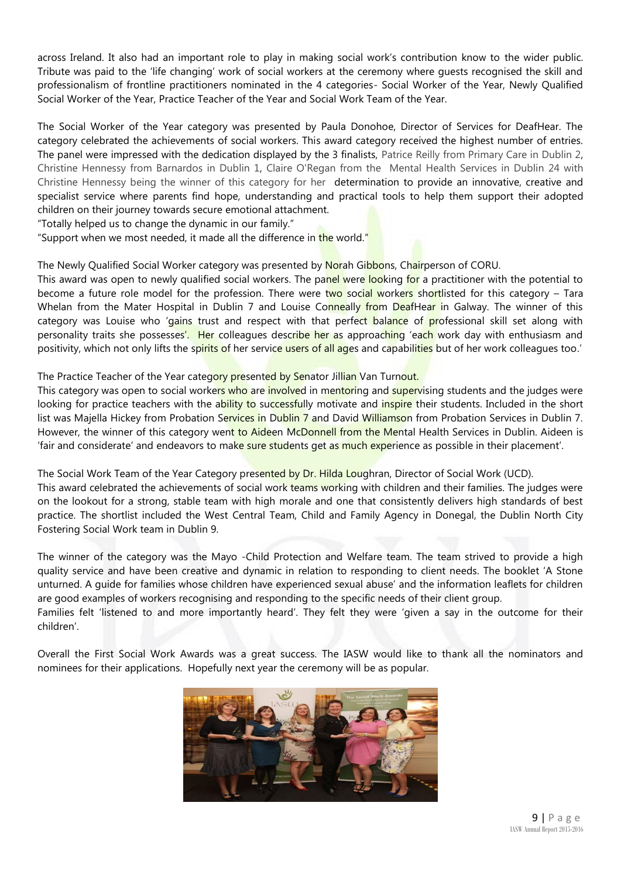across Ireland. It also had an important role to play in making social work's contribution know to the wider public. Tribute was paid to the 'life changing' work of social workers at the ceremony where guests recognised the skill and professionalism of frontline practitioners nominated in the 4 categories- Social Worker of the Year, Newly Qualified Social Worker of the Year, Practice Teacher of the Year and Social Work Team of the Year.

The Social Worker of the Year category was presented by Paula Donohoe, Director of Services for DeafHear. The category celebrated the achievements of social workers. This award category received the highest number of entries. The panel were impressed with the dedication displayed by the 3 finalists, Patrice Reilly from Primary Care in Dublin 2, Christine Hennessy from Barnardos in Dublin 1, Claire O'Regan from the Mental Health Services in Dublin 24 with Christine Hennessy being the winner of this category for her determination to provide an innovative, creative and specialist service where parents find hope, understanding and practical tools to help them support their adopted children on their journey towards secure emotional attachment.

"Totally helped us to change the dynamic in our family."

"Support when we most needed, it made all the difference in the world."

The Newly Qualified Social Worker category was presented by Norah Gibbons, Chairperson of CORU.

This award was open to newly qualified social workers. The panel were looking for a practitioner with the potential to become a future role model for the profession. There were two social workers shortlisted for this category – Tara Whelan from the Mater Hospital in Dublin 7 and Louise Conneally from DeafHear in Galway. The winner of this category was Louise who 'gains trust and respect with that perfect balance of professional skill set along with personality traits she possesses'. Her colleagues describe her as approaching 'each work day with enthusiasm and positivity, which not only lifts the spirits of her service users of all ages and capabilities but of her work colleagues too.'

The Practice Teacher of the Year category presented by Senator Jillian Van Turnout.

This category was open to social workers who are involved in mentoring and supervising students and the judges were looking for practice teachers with the ability to successfully motivate and inspire their students. Included in the short list was Majella Hickey from Probation Services in Dublin 7 and David Williamson from Probation Services in Dublin 7. However, the winner of this category went to Aideen McDonnell from the Mental Health Services in Dublin. Aideen is 'fair and considerate' and endeavors to make sure students get as much experience as possible in their placement'.

The Social Work Team of the Year Category presented by Dr. Hilda Loughran, Director of Social Work (UCD).

This award celebrated the achievements of social work teams working with children and their families. The judges were on the lookout for a strong, stable team with high morale and one that consistently delivers high standards of best practice. The shortlist included the West Central Team, Child and Family Agency in Donegal, the Dublin North City Fostering Social Work team in Dublin 9.

The winner of the category was the Mayo -Child Protection and Welfare team. The team strived to provide a high quality service and have been creative and dynamic in relation to responding to client needs. The booklet 'A Stone unturned. A guide for families whose children have experienced sexual abuse' and the information leaflets for children are good examples of workers recognising and responding to the specific needs of their client group.

Families felt 'listened to and more importantly heard'. They felt they were 'given a say in the outcome for their children'.

Overall the First Social Work Awards was a great success. The IASW would like to thank all the nominators and nominees for their applications. Hopefully next year the ceremony will be as popular.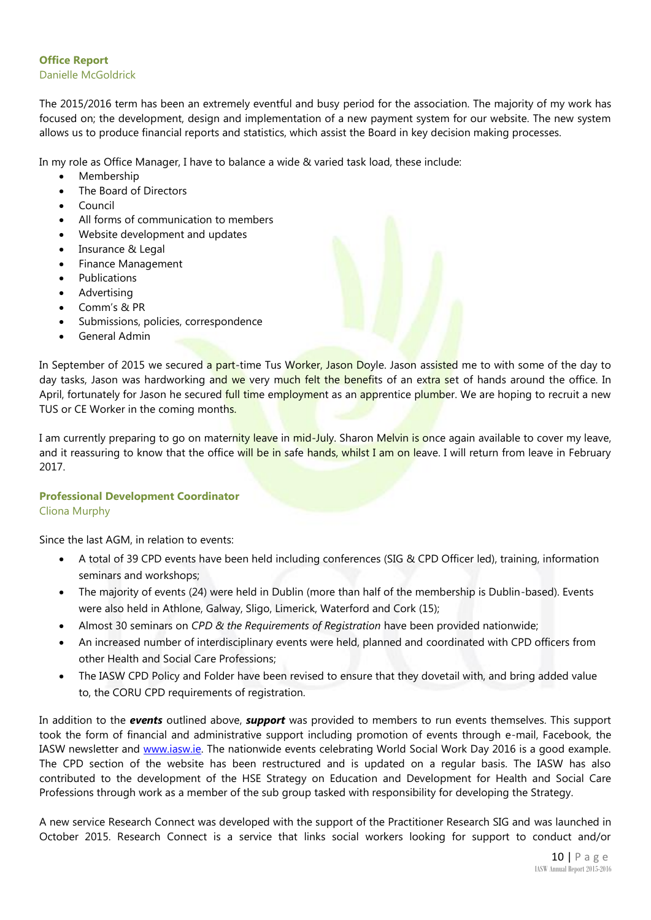**Office Report**
Danielle McGoldrick

The 2015/2016 term has been an extremely eventful and busy period for the association. The majority of my work has focused on; the development, design and implementation of a new payment system for our website. The new system allows us to produce financial reports and statistics, which assist the Board in key decision making processes.

In my role as Office Manager, I have to balance a wide & varied task load, these include:

- Membership
- The Board of Directors
- Council
- All forms of communication to members
- Website development and updates
- Insurance & Legal
- Finance Management
- Publications
- Advertising
- Comm's & PR
- Submissions, policies, correspondence
- General Admin

In September of 2015 we secured a part-time Tus Worker, Jason Doyle. Jason assisted me to with some of the day to day tasks, Jason was hardworking and we very much felt the benefits of an extra set of hands around the office. In April, fortunately for Jason he secured full time employment as an apprentice plumber. We are hoping to recruit a new TUS or CE Worker in the coming months.

I am currently preparing to go on maternity leave in mid-July. Sharon Melvin is once again available to cover my leave, and it reassuring to know that the office will be in safe hands, whilst I am on leave. I will return from leave in February 2017.

**Professional Development Coordinator**
Cliona Murphy

Since the last AGM, in relation to events:

- A total of 39 CPD events have been held including conferences (SIG & CPD Officer led), training, information seminars and workshops;
- The majority of events (24) were held in Dublin (more than half of the membership is Dublin-based). Events were also held in Athlone, Galway, Sligo, Limerick, Waterford and Cork (15);
- Almost 30 seminars on *CPD & the Requirements of Registration* have been provided nationwide;
- An increased number of interdisciplinary events were held, planned and coordinated with CPD officers from other Health and Social Care Professions;
- The IASW CPD Policy and Folder have been revised to ensure that they dovetail with, and bring added value to, the CORU CPD requirements of registration.

In addition to the ***events*** outlined above, ***support*** was provided to members to run events themselves. This support took the form of financial and administrative support including promotion of events through e-mail, Facebook, the IASW newsletter and www.iasw.ie. The nationwide events celebrating World Social Work Day 2016 is a good example. The CPD section of the website has been restructured and is updated on a regular basis. The IASW has also contributed to the development of the HSE Strategy on Education and Development for Health and Social Care Professions through work as a member of the sub group tasked with responsibility for developing the Strategy.

A new service Research Connect was developed with the support of the Practitioner Research SIG and was launched in October 2015. Research Connect is a service that links social workers looking for support to conduct and/or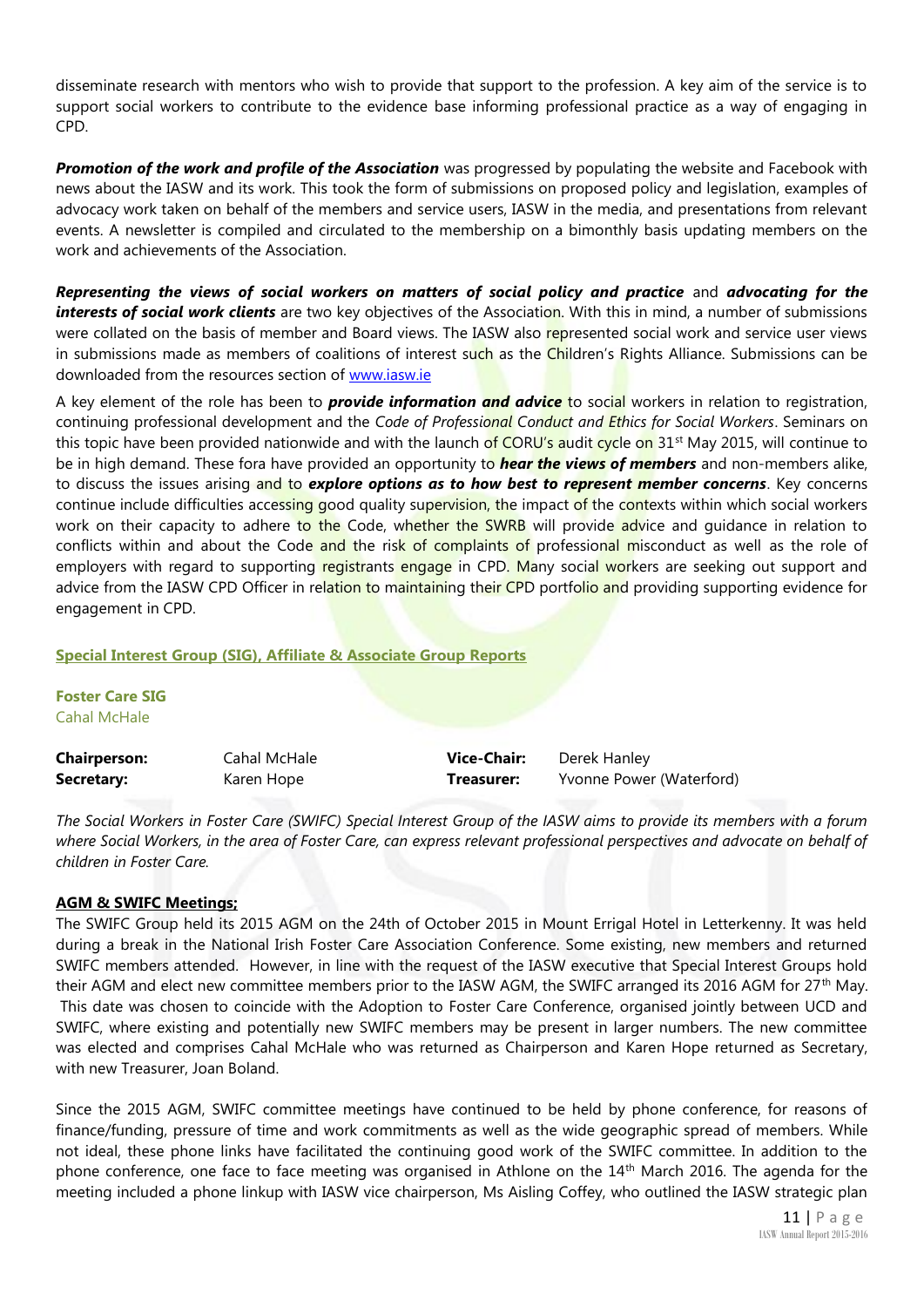disseminate research with mentors who wish to provide that support to the profession. A key aim of the service is to support social workers to contribute to the evidence base informing professional practice as a way of engaging in CPD.

***Promotion of the work and profile of the Association*** was progressed by populating the website and Facebook with news about the IASW and its work. This took the form of submissions on proposed policy and legislation, examples of advocacy work taken on behalf of the members and service users, IASW in the media, and presentations from relevant events. A newsletter is compiled and circulated to the membership on a bimonthly basis updating members on the work and achievements of the Association.

***Representing the views of social workers on matters of social policy and practice*** and ***advocating for the interests of social work clients*** are two key objectives of the Association. With this in mind, a number of submissions were collated on the basis of member and Board views. The IASW also represented social work and service user views in submissions made as members of coalitions of interest such as the Children's Rights Alliance. Submissions can be downloaded from the resources section of [www.iasw.ie](www.iasw.ie)

A key element of the role has been to ***provide information and advice*** to social workers in relation to registration, continuing professional development and the *Code of Professional Conduct and Ethics for Social Workers*. Seminars on this topic have been provided nationwide and with the launch of CORU's audit cycle on 31st May 2015, will continue to be in high demand. These fora have provided an opportunity to ***hear the views of members*** and non-members alike, to discuss the issues arising and to ***explore options as to how best to represent member concerns***. Key concerns continue include difficulties accessing good quality supervision, the impact of the contexts within which social workers work on their capacity to adhere to the Code, whether the SWRB will provide advice and guidance in relation to conflicts within and about the Code and the risk of complaints of professional misconduct as well as the role of employers with regard to supporting registrants engage in CPD. Many social workers are seeking out support and advice from the IASW CPD Officer in relation to maintaining their CPD portfolio and providing supporting evidence for engagement in CPD.

## Special Interest Group (SIG), Affiliate & Associate Group Reports

### Foster Care SIG

Cahal McHale

| | | | |
|---|---|---|---|
| **Chairperson:** | Cahal McHale | **Vice-Chair:** | Derek Hanley |
| **Secretary:** | Karen Hope | **Treasurer:** | Yvonne Power (Waterford) |

*The Social Workers in Foster Care (SWIFC) Special Interest Group of the IASW aims to provide its members with a forum where Social Workers, in the area of Foster Care, can express relevant professional perspectives and advocate on behalf of children in Foster Care.*

**AGM & SWIFC Meetings;**

The SWIFC Group held its 2015 AGM on the 24th of October 2015 in Mount Errigal Hotel in Letterkenny. It was held during a break in the National Irish Foster Care Association Conference. Some existing, new members and returned SWIFC members attended. However, in line with the request of the IASW executive that Special Interest Groups hold their AGM and elect new committee members prior to the IASW AGM, the SWIFC arranged its 2016 AGM for 27th May. This date was chosen to coincide with the Adoption to Foster Care Conference, organised jointly between UCD and SWIFC, where existing and potentially new SWIFC members may be present in larger numbers. The new committee was elected and comprises Cahal McHale who was returned as Chairperson and Karen Hope returned as Secretary, with new Treasurer, Joan Boland.

Since the 2015 AGM, SWIFC committee meetings have continued to be held by phone conference, for reasons of finance/funding, pressure of time and work commitments as well as the wide geographic spread of members. While not ideal, these phone links have facilitated the continuing good work of the SWIFC committee. In addition to the phone conference, one face to face meeting was organised in Athlone on the 14th March 2016. The agenda for the meeting included a phone linkup with IASW vice chairperson, Ms Aisling Coffey, who outlined the IASW strategic plan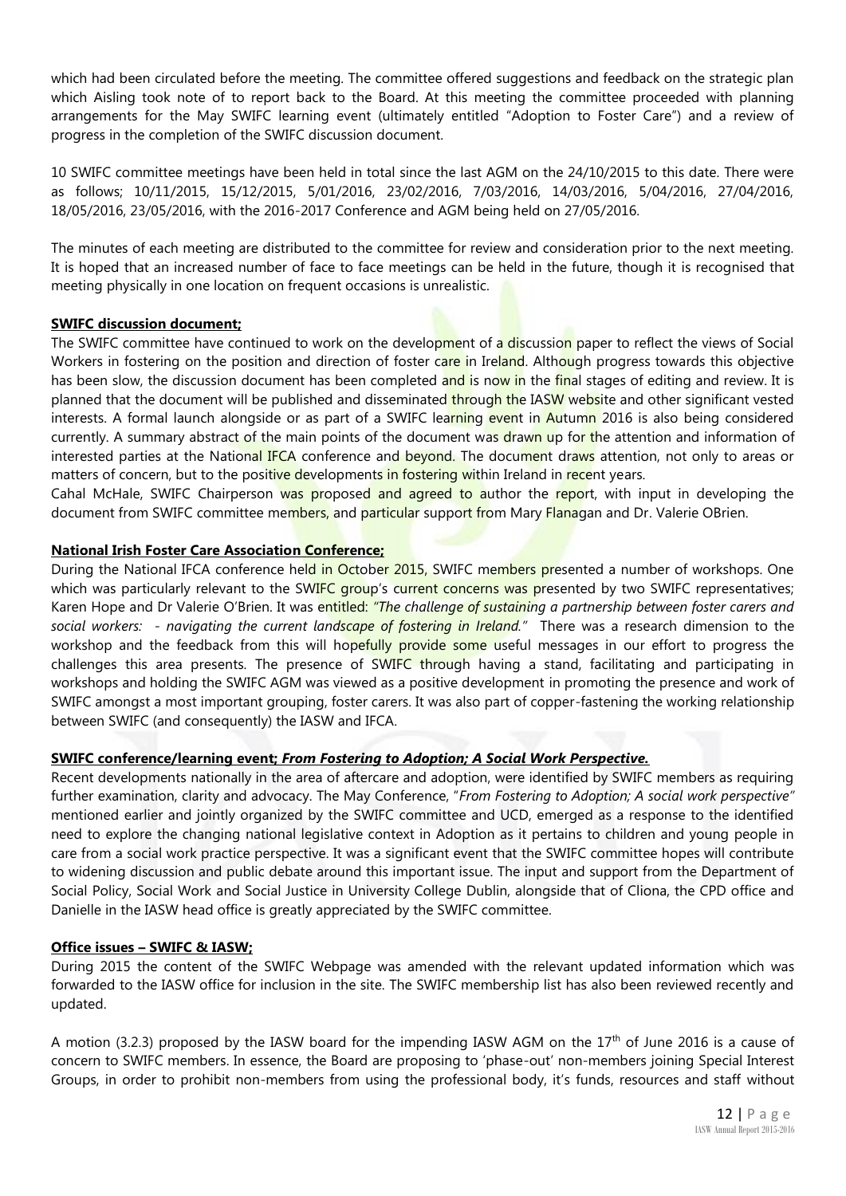which had been circulated before the meeting. The committee offered suggestions and feedback on the strategic plan which Aisling took note of to report back to the Board. At this meeting the committee proceeded with planning arrangements for the May SWIFC learning event (ultimately entitled "Adoption to Foster Care") and a review of progress in the completion of the SWIFC discussion document.

10 SWIFC committee meetings have been held in total since the last AGM on the 24/10/2015 to this date. There were as follows; 10/11/2015, 15/12/2015, 5/01/2016, 23/02/2016, 7/03/2016, 14/03/2016, 5/04/2016, 27/04/2016, 18/05/2016, 23/05/2016, with the 2016-2017 Conference and AGM being held on 27/05/2016.

The minutes of each meeting are distributed to the committee for review and consideration prior to the next meeting. It is hoped that an increased number of face to face meetings can be held in the future, though it is recognised that meeting physically in one location on frequent occasions is unrealistic.

**SWIFC discussion document;**

The SWIFC committee have continued to work on the development of a discussion paper to reflect the views of Social Workers in fostering on the position and direction of foster care in Ireland. Although progress towards this objective has been slow, the discussion document has been completed and is now in the final stages of editing and review. It is planned that the document will be published and disseminated through the IASW website and other significant vested interests. A formal launch alongside or as part of a SWIFC learning event in Autumn 2016 is also being considered currently. A summary abstract of the main points of the document was drawn up for the attention and information of interested parties at the National IFCA conference and beyond. The document draws attention, not only to areas or matters of concern, but to the positive developments in fostering within Ireland in recent years.
Cahal McHale, SWIFC Chairperson was proposed and agreed to author the report, with input in developing the document from SWIFC committee members, and particular support from Mary Flanagan and Dr. Valerie OBrien.

**National Irish Foster Care Association Conference;**

During the National IFCA conference held in October 2015, SWIFC members presented a number of workshops. One which was particularly relevant to the SWIFC group's current concerns was presented by two SWIFC representatives; Karen Hope and Dr Valerie O'Brien. It was entitled: *"The challenge of sustaining a partnership between foster carers and social workers: - navigating the current landscape of fostering in Ireland."* There was a research dimension to the workshop and the feedback from this will hopefully provide some useful messages in our effort to progress the challenges this area presents. The presence of SWIFC through having a stand, facilitating and participating in workshops and holding the SWIFC AGM was viewed as a positive development in promoting the presence and work of SWIFC amongst a most important grouping, foster carers. It was also part of copper-fastening the working relationship between SWIFC (and consequently) the IASW and IFCA.

**SWIFC conference/learning event; *From Fostering to Adoption; A Social Work Perspective.***

Recent developments nationally in the area of aftercare and adoption, were identified by SWIFC members as requiring further examination, clarity and advocacy. The May Conference, "*From Fostering to Adoption; A social work perspective"* mentioned earlier and jointly organized by the SWIFC committee and UCD, emerged as a response to the identified need to explore the changing national legislative context in Adoption as it pertains to children and young people in care from a social work practice perspective. It was a significant event that the SWIFC committee hopes will contribute to widening discussion and public debate around this important issue. The input and support from the Department of Social Policy, Social Work and Social Justice in University College Dublin, alongside that of Cliona, the CPD office and Danielle in the IASW head office is greatly appreciated by the SWIFC committee.

**Office issues – SWIFC & IASW;**

During 2015 the content of the SWIFC Webpage was amended with the relevant updated information which was forwarded to the IASW office for inclusion in the site. The SWIFC membership list has also been reviewed recently and updated.

A motion (3.2.3) proposed by the IASW board for the impending IASW AGM on the 17th of June 2016 is a cause of concern to SWIFC members. In essence, the Board are proposing to 'phase-out' non-members joining Special Interest Groups, in order to prohibit non-members from using the professional body, it's funds, resources and staff without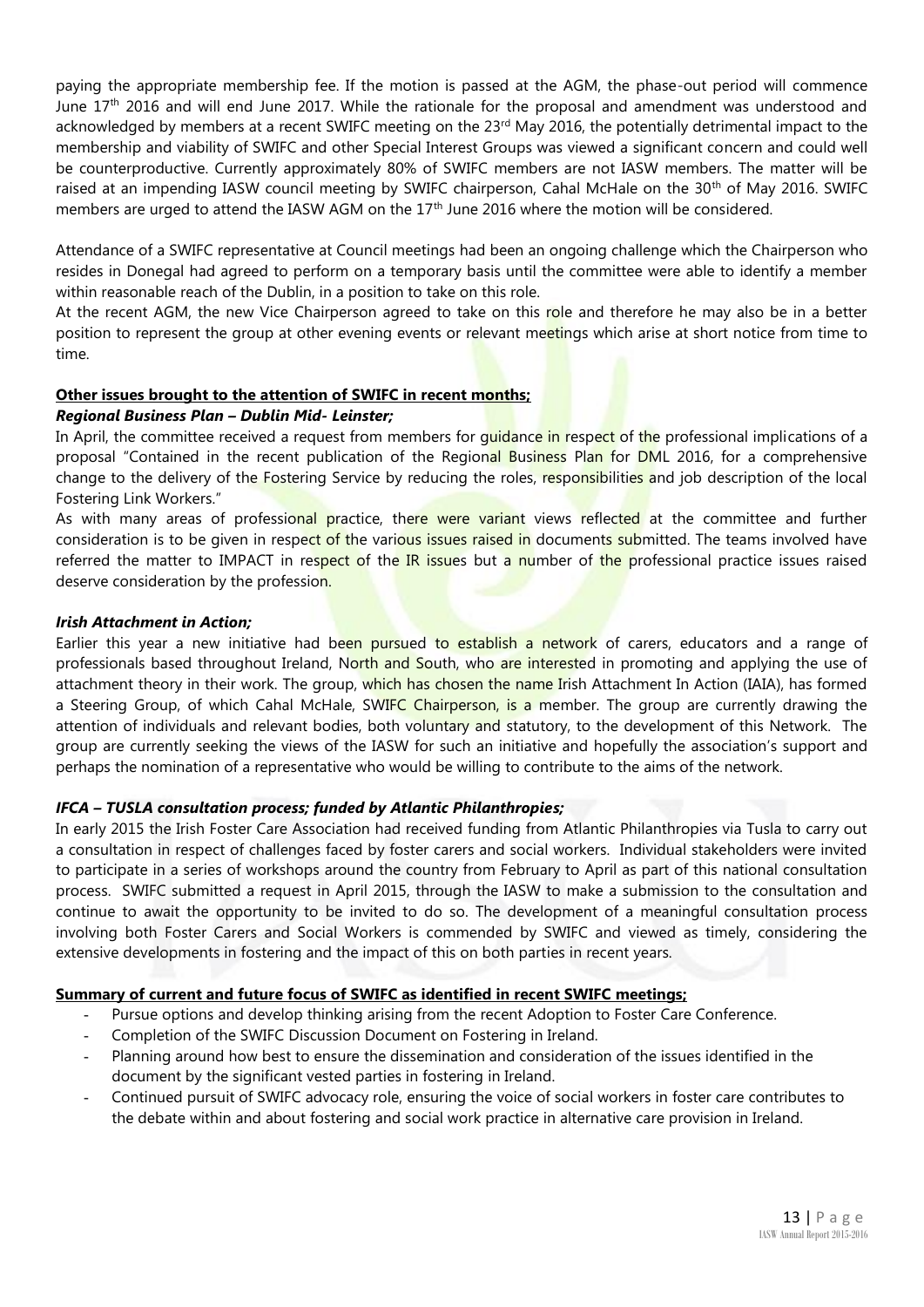paying the appropriate membership fee. If the motion is passed at the AGM, the phase-out period will commence June 17th 2016 and will end June 2017. While the rationale for the proposal and amendment was understood and acknowledged by members at a recent SWIFC meeting on the 23rd May 2016, the potentially detrimental impact to the membership and viability of SWIFC and other Special Interest Groups was viewed a significant concern and could well be counterproductive. Currently approximately 80% of SWIFC members are not IASW members. The matter will be raised at an impending IASW council meeting by SWIFC chairperson, Cahal McHale on the 30th of May 2016. SWIFC members are urged to attend the IASW AGM on the 17th June 2016 where the motion will be considered.

Attendance of a SWIFC representative at Council meetings had been an ongoing challenge which the Chairperson who resides in Donegal had agreed to perform on a temporary basis until the committee were able to identify a member within reasonable reach of the Dublin, in a position to take on this role.

At the recent AGM, the new Vice Chairperson agreed to take on this role and therefore he may also be in a better position to represent the group at other evening events or relevant meetings which arise at short notice from time to time.

**Other issues brought to the attention of SWIFC in recent months;**

***Regional Business Plan – Dublin Mid- Leinster;***

In April, the committee received a request from members for guidance in respect of the professional implications of a proposal "Contained in the recent publication of the Regional Business Plan for DML 2016, for a comprehensive change to the delivery of the Fostering Service by reducing the roles, responsibilities and job description of the local Fostering Link Workers."

As with many areas of professional practice, there were variant views reflected at the committee and further consideration is to be given in respect of the various issues raised in documents submitted. The teams involved have referred the matter to IMPACT in respect of the IR issues but a number of the professional practice issues raised deserve consideration by the profession.

***Irish Attachment in Action;***

Earlier this year a new initiative had been pursued to establish a network of carers, educators and a range of professionals based throughout Ireland, North and South, who are interested in promoting and applying the use of attachment theory in their work. The group, which has chosen the name Irish Attachment In Action (IAIA), has formed a Steering Group, of which Cahal McHale, SWIFC Chairperson, is a member. The group are currently drawing the attention of individuals and relevant bodies, both voluntary and statutory, to the development of this Network. The group are currently seeking the views of the IASW for such an initiative and hopefully the association's support and perhaps the nomination of a representative who would be willing to contribute to the aims of the network.

***IFCA – TUSLA consultation process; funded by Atlantic Philanthropies;***

In early 2015 the Irish Foster Care Association had received funding from Atlantic Philanthropies via Tusla to carry out a consultation in respect of challenges faced by foster carers and social workers. Individual stakeholders were invited to participate in a series of workshops around the country from February to April as part of this national consultation process. SWIFC submitted a request in April 2015, through the IASW to make a submission to the consultation and continue to await the opportunity to be invited to do so. The development of a meaningful consultation process involving both Foster Carers and Social Workers is commended by SWIFC and viewed as timely, considering the extensive developments in fostering and the impact of this on both parties in recent years.

**Summary of current and future focus of SWIFC as identified in recent SWIFC meetings;**

- Pursue options and develop thinking arising from the recent Adoption to Foster Care Conference.
- Completion of the SWIFC Discussion Document on Fostering in Ireland.
- Planning around how best to ensure the dissemination and consideration of the issues identified in the document by the significant vested parties in fostering in Ireland.
- Continued pursuit of SWIFC advocacy role, ensuring the voice of social workers in foster care contributes to the debate within and about fostering and social work practice in alternative care provision in Ireland.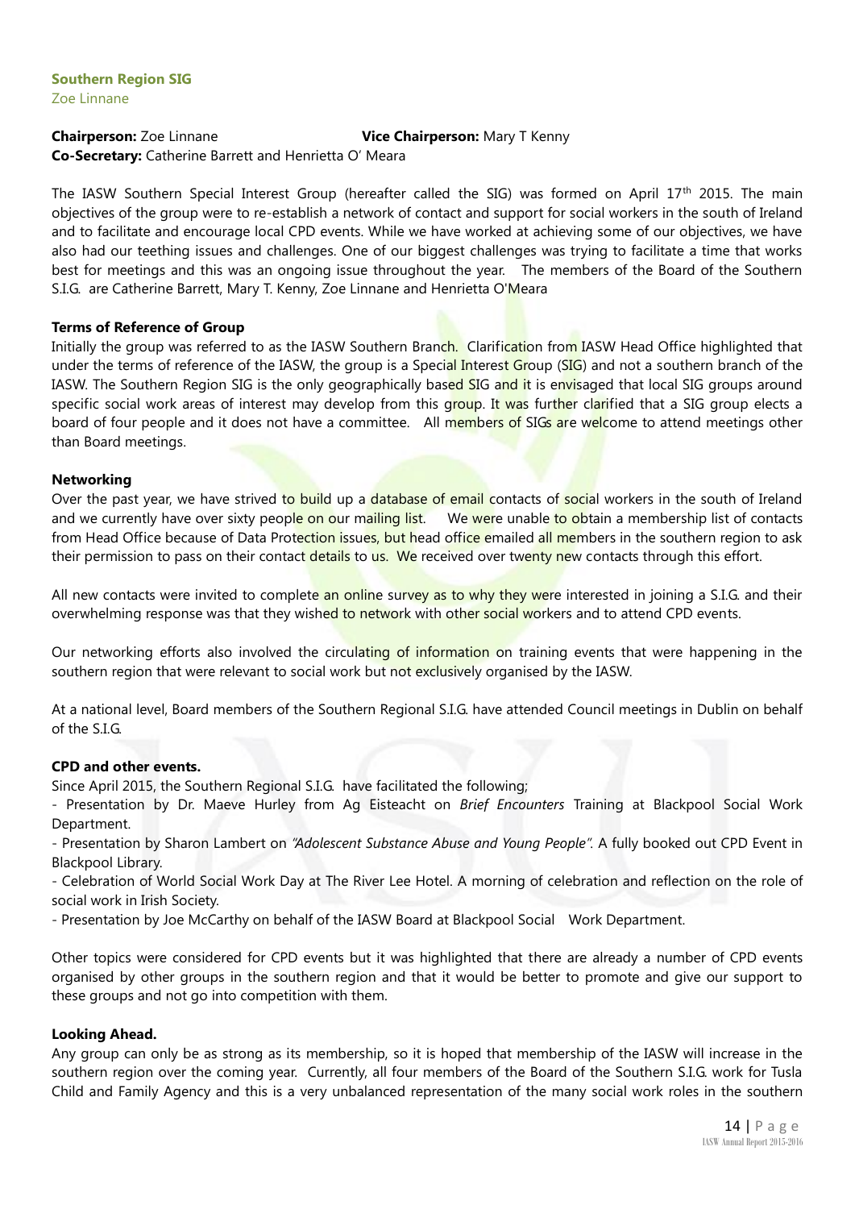## Southern Region SIG

Zoe Linnane

**Chairperson:** Zoe Linnane **Vice Chairperson:** Mary T Kenny
**Co-Secretary:** Catherine Barrett and Henrietta O' Meara

The IASW Southern Special Interest Group (hereafter called the SIG) was formed on April 17th 2015. The main objectives of the group were to re-establish a network of contact and support for social workers in the south of Ireland and to facilitate and encourage local CPD events. While we have worked at achieving some of our objectives, we have also had our teething issues and challenges. One of our biggest challenges was trying to facilitate a time that works best for meetings and this was an ongoing issue throughout the year. The members of the Board of the Southern S.I.G. are Catherine Barrett, Mary T. Kenny, Zoe Linnane and Henrietta O'Meara

### Terms of Reference of Group

Initially the group was referred to as the IASW Southern Branch. Clarification from IASW Head Office highlighted that under the terms of reference of the IASW, the group is a Special Interest Group (SIG) and not a southern branch of the IASW. The Southern Region SIG is the only geographically based SIG and it is envisaged that local SIG groups around specific social work areas of interest may develop from this group. It was further clarified that a SIG group elects a board of four people and it does not have a committee. All members of SIGs are welcome to attend meetings other than Board meetings.

### Networking

Over the past year, we have strived to build up a database of email contacts of social workers in the south of Ireland and we currently have over sixty people on our mailing list. We were unable to obtain a membership list of contacts from Head Office because of Data Protection issues, but head office emailed all members in the southern region to ask their permission to pass on their contact details to us. We received over twenty new contacts through this effort.

All new contacts were invited to complete an online survey as to why they were interested in joining a S.I.G. and their overwhelming response was that they wished to network with other social workers and to attend CPD events.

Our networking efforts also involved the circulating of information on training events that were happening in the southern region that were relevant to social work but not exclusively organised by the IASW.

At a national level, Board members of the Southern Regional S.I.G. have attended Council meetings in Dublin on behalf of the S.I.G.

### CPD and other events.

Since April 2015, the Southern Regional S.I.G. have facilitated the following;

- Presentation by Dr. Maeve Hurley from Ag Eisteacht on *Brief Encounters* Training at Blackpool Social Work Department.
- Presentation by Sharon Lambert on *"Adolescent Substance Abuse and Young People"*. A fully booked out CPD Event in Blackpool Library.
- Celebration of World Social Work Day at The River Lee Hotel. A morning of celebration and reflection on the role of social work in Irish Society.
- Presentation by Joe McCarthy on behalf of the IASW Board at Blackpool Social Work Department.

Other topics were considered for CPD events but it was highlighted that there are already a number of CPD events organised by other groups in the southern region and that it would be better to promote and give our support to these groups and not go into competition with them.

### Looking Ahead.

Any group can only be as strong as its membership, so it is hoped that membership of the IASW will increase in the southern region over the coming year. Currently, all four members of the Board of the Southern S.I.G. work for Tusla Child and Family Agency and this is a very unbalanced representation of the many social work roles in the southern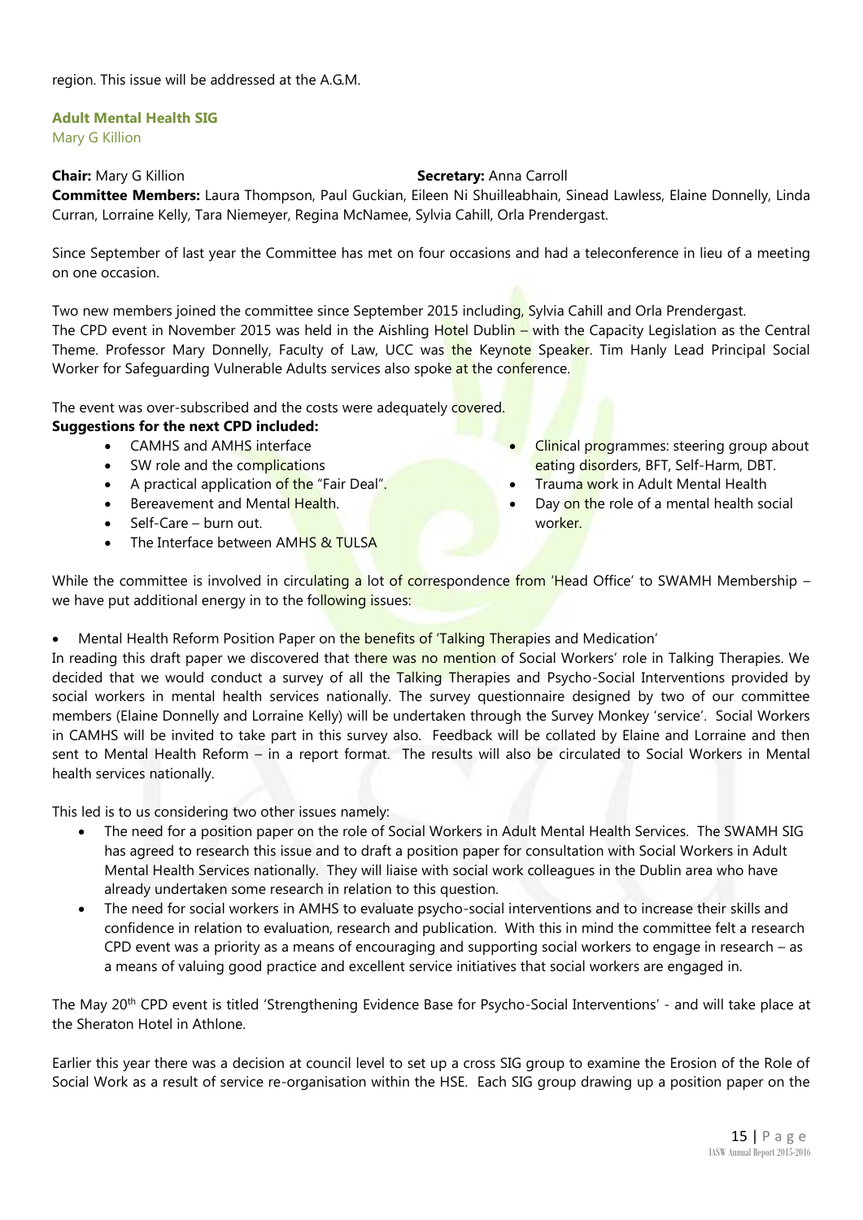region. This issue will be addressed at the A.G.M.

### Adult Mental Health SIG

Mary G Killion

**Chair:** Mary G Killion **Secretary:** Anna Carroll

**Committee Members:** Laura Thompson, Paul Guckian, Eileen Ni Shuilleabhain, Sinead Lawless, Elaine Donnelly, Linda Curran, Lorraine Kelly, Tara Niemeyer, Regina McNamee, Sylvia Cahill, Orla Prendergast.

Since September of last year the Committee has met on four occasions and had a teleconference in lieu of a meeting on one occasion.

Two new members joined the committee since September 2015 including, Sylvia Cahill and Orla Prendergast.
The CPD event in November 2015 was held in the Aishling Hotel Dublin – with the Capacity Legislation as the Central Theme. Professor Mary Donnelly, Faculty of Law, UCC was the Keynote Speaker. Tim Hanly Lead Principal Social Worker for Safeguarding Vulnerable Adults services also spoke at the conference.

The event was over-subscribed and the costs were adequately covered.

**Suggestions for the next CPD included:**

- CAMHS and AMHS interface
- SW role and the complications
- A practical application of the "Fair Deal".
- Bereavement and Mental Health.
- Self-Care – burn out.
- The Interface between AMHS & TULSA
- Clinical programmes: steering group about eating disorders, BFT, Self-Harm, DBT.
- Trauma work in Adult Mental Health
- Day on the role of a mental health social worker.

While the committee is involved in circulating a lot of correspondence from 'Head Office' to SWAMH Membership – we have put additional energy in to the following issues:

- Mental Health Reform Position Paper on the benefits of 'Talking Therapies and Medication'

In reading this draft paper we discovered that there was no mention of Social Workers' role in Talking Therapies. We decided that we would conduct a survey of all the Talking Therapies and Psycho-Social Interventions provided by social workers in mental health services nationally. The survey questionnaire designed by two of our committee members (Elaine Donnelly and Lorraine Kelly) will be undertaken through the Survey Monkey 'service'. Social Workers in CAMHS will be invited to take part in this survey also. Feedback will be collated by Elaine and Lorraine and then sent to Mental Health Reform – in a report format. The results will also be circulated to Social Workers in Mental health services nationally.

This led is to us considering two other issues namely:

- The need for a position paper on the role of Social Workers in Adult Mental Health Services. The SWAMH SIG has agreed to research this issue and to draft a position paper for consultation with Social Workers in Adult Mental Health Services nationally. They will liaise with social work colleagues in the Dublin area who have already undertaken some research in relation to this question.
- The need for social workers in AMHS to evaluate psycho-social interventions and to increase their skills and confidence in relation to evaluation, research and publication. With this in mind the committee felt a research CPD event was a priority as a means of encouraging and supporting social workers to engage in research – as a means of valuing good practice and excellent service initiatives that social workers are engaged in.

The May 20th CPD event is titled 'Strengthening Evidence Base for Psycho-Social Interventions' - and will take place at the Sheraton Hotel in Athlone.

Earlier this year there was a decision at council level to set up a cross SIG group to examine the Erosion of the Role of Social Work as a result of service re-organisation within the HSE. Each SIG group drawing up a position paper on the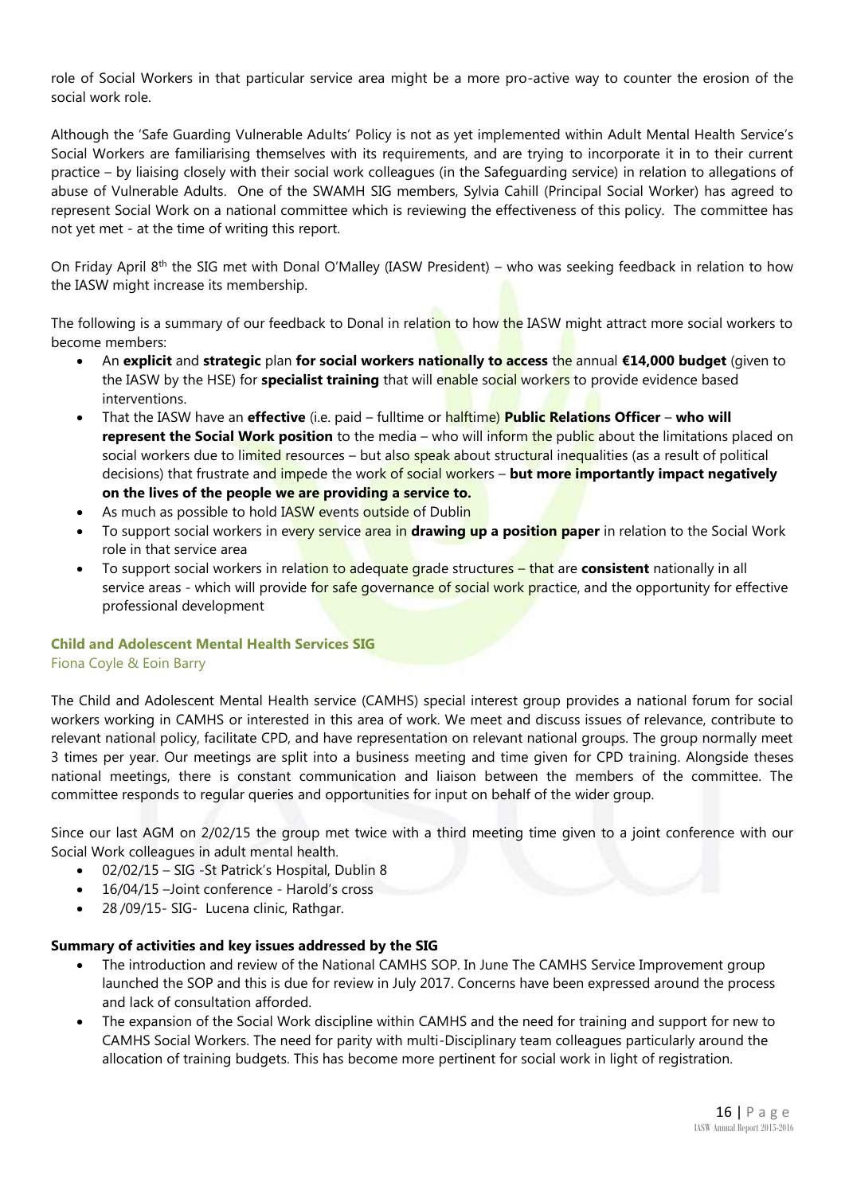role of Social Workers in that particular service area might be a more pro-active way to counter the erosion of the social work role.

Although the 'Safe Guarding Vulnerable Adults' Policy is not as yet implemented within Adult Mental Health Service's Social Workers are familiarising themselves with its requirements, and are trying to incorporate it in to their current practice – by liaising closely with their social work colleagues (in the Safeguarding service) in relation to allegations of abuse of Vulnerable Adults. One of the SWAMH SIG members, Sylvia Cahill (Principal Social Worker) has agreed to represent Social Work on a national committee which is reviewing the effectiveness of this policy. The committee has not yet met - at the time of writing this report.

On Friday April 8th the SIG met with Donal O'Malley (IASW President) – who was seeking feedback in relation to how the IASW might increase its membership.

The following is a summary of our feedback to Donal in relation to how the IASW might attract more social workers to become members:

- An **explicit** and **strategic** plan **for social workers nationally to access** the annual **€14,000 budget** (given to the IASW by the HSE) for **specialist training** that will enable social workers to provide evidence based interventions.
- That the IASW have an **effective** (i.e. paid – fulltime or halftime) **Public Relations Officer** – **who will represent the Social Work position** to the media – who will inform the public about the limitations placed on social workers due to limited resources – but also speak about structural inequalities (as a result of political decisions) that frustrate and impede the work of social workers – **but more importantly impact negatively on the lives of the people we are providing a service to.**
- As much as possible to hold IASW events outside of Dublin
- To support social workers in every service area in **drawing up a position paper** in relation to the Social Work role in that service area
- To support social workers in relation to adequate grade structures – that are **consistent** nationally in all service areas - which will provide for safe governance of social work practice, and the opportunity for effective professional development

### Child and Adolescent Mental Health Services SIG

Fiona Coyle & Eoin Barry

The Child and Adolescent Mental Health service (CAMHS) special interest group provides a national forum for social workers working in CAMHS or interested in this area of work. We meet and discuss issues of relevance, contribute to relevant national policy, facilitate CPD, and have representation on relevant national groups. The group normally meet 3 times per year. Our meetings are split into a business meeting and time given for CPD training. Alongside theses national meetings, there is constant communication and liaison between the members of the committee. The committee responds to regular queries and opportunities for input on behalf of the wider group.

Since our last AGM on 2/02/15 the group met twice with a third meeting time given to a joint conference with our Social Work colleagues in adult mental health.

- 02/02/15 – SIG -St Patrick's Hospital, Dublin 8
- 16/04/15 –Joint conference - Harold's cross
- 28 /09/15- SIG- Lucena clinic, Rathgar.

**Summary of activities and key issues addressed by the SIG**

- The introduction and review of the National CAMHS SOP. In June The CAMHS Service Improvement group launched the SOP and this is due for review in July 2017. Concerns have been expressed around the process and lack of consultation afforded.
- The expansion of the Social Work discipline within CAMHS and the need for training and support for new to CAMHS Social Workers. The need for parity with multi-Disciplinary team colleagues particularly around the allocation of training budgets. This has become more pertinent for social work in light of registration.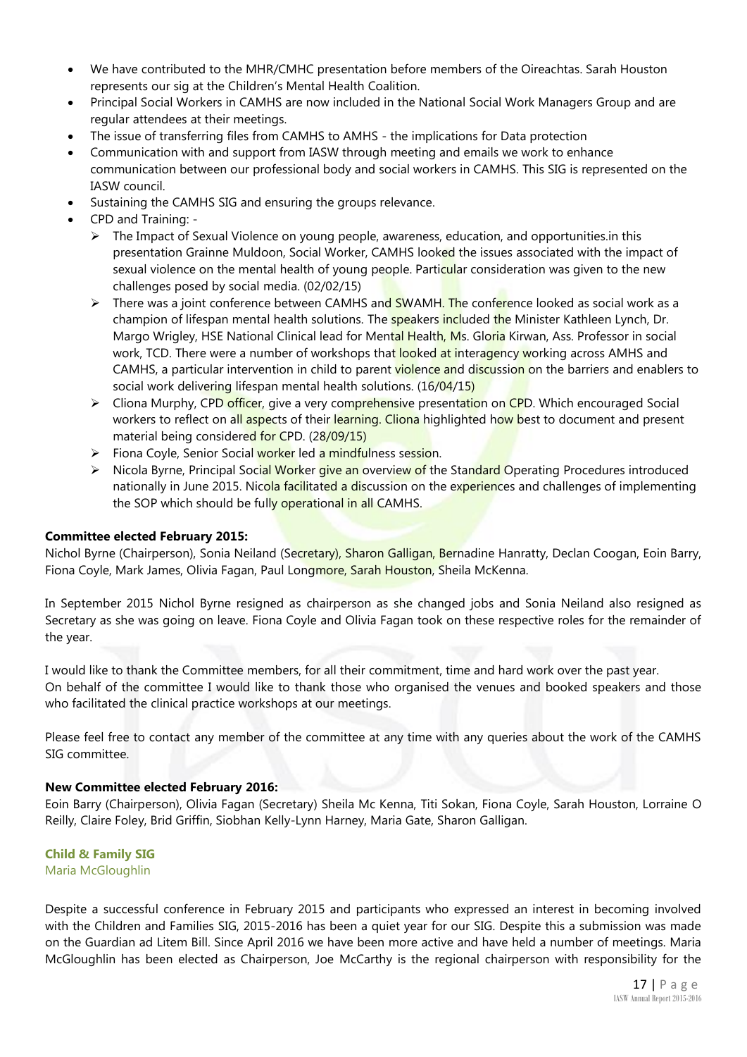- We have contributed to the MHR/CMHC presentation before members of the Oireachtas. Sarah Houston represents our sig at the Children's Mental Health Coalition.
- Principal Social Workers in CAMHS are now included in the National Social Work Managers Group and are regular attendees at their meetings.
- The issue of transferring files from CAMHS to AMHS - the implications for Data protection
- Communication with and support from IASW through meeting and emails we work to enhance communication between our professional body and social workers in CAMHS. This SIG is represented on the IASW council.
- Sustaining the CAMHS SIG and ensuring the groups relevance.
- CPD and Training: -
  - The Impact of Sexual Violence on young people, awareness, education, and opportunities.in this presentation Grainne Muldoon, Social Worker, CAMHS looked the issues associated with the impact of sexual violence on the mental health of young people. Particular consideration was given to the new challenges posed by social media. (02/02/15)
  - There was a joint conference between CAMHS and SWAMH. The conference looked as social work as a champion of lifespan mental health solutions. The speakers included the Minister Kathleen Lynch, Dr. Margo Wrigley, HSE National Clinical lead for Mental Health, Ms. Gloria Kirwan, Ass. Professor in social work, TCD. There were a number of workshops that looked at interagency working across AMHS and CAMHS, a particular intervention in child to parent violence and discussion on the barriers and enablers to social work delivering lifespan mental health solutions. (16/04/15)
  - Cliona Murphy, CPD officer, give a very comprehensive presentation on CPD. Which encouraged Social workers to reflect on all aspects of their learning. Cliona highlighted how best to document and present material being considered for CPD. (28/09/15)
  - Fiona Coyle, Senior Social worker led a mindfulness session.
  - Nicola Byrne, Principal Social Worker give an overview of the Standard Operating Procedures introduced nationally in June 2015. Nicola facilitated a discussion on the experiences and challenges of implementing the SOP which should be fully operational in all CAMHS.

**Committee elected February 2015:**
Nichol Byrne (Chairperson), Sonia Neiland (Secretary), Sharon Galligan, Bernadine Hanratty, Declan Coogan, Eoin Barry, Fiona Coyle, Mark James, Olivia Fagan, Paul Longmore, Sarah Houston, Sheila McKenna.

In September 2015 Nichol Byrne resigned as chairperson as she changed jobs and Sonia Neiland also resigned as Secretary as she was going on leave. Fiona Coyle and Olivia Fagan took on these respective roles for the remainder of the year.

I would like to thank the Committee members, for all their commitment, time and hard work over the past year.
On behalf of the committee I would like to thank those who organised the venues and booked speakers and those who facilitated the clinical practice workshops at our meetings.

Please feel free to contact any member of the committee at any time with any queries about the work of the CAMHS SIG committee.

**New Committee elected February 2016:**
Eoin Barry (Chairperson), Olivia Fagan (Secretary) Sheila Mc Kenna, Titi Sokan, Fiona Coyle, Sarah Houston, Lorraine O Reilly, Claire Foley, Brid Griffin, Siobhan Kelly-Lynn Harney, Maria Gate, Sharon Galligan.

### Child & Family SIG
Maria McGloughlin

Despite a successful conference in February 2015 and participants who expressed an interest in becoming involved with the Children and Families SIG, 2015-2016 has been a quiet year for our SIG. Despite this a submission was made on the Guardian ad Litem Bill. Since April 2016 we have been more active and have held a number of meetings. Maria McGloughlin has been elected as Chairperson, Joe McCarthy is the regional chairperson with responsibility for the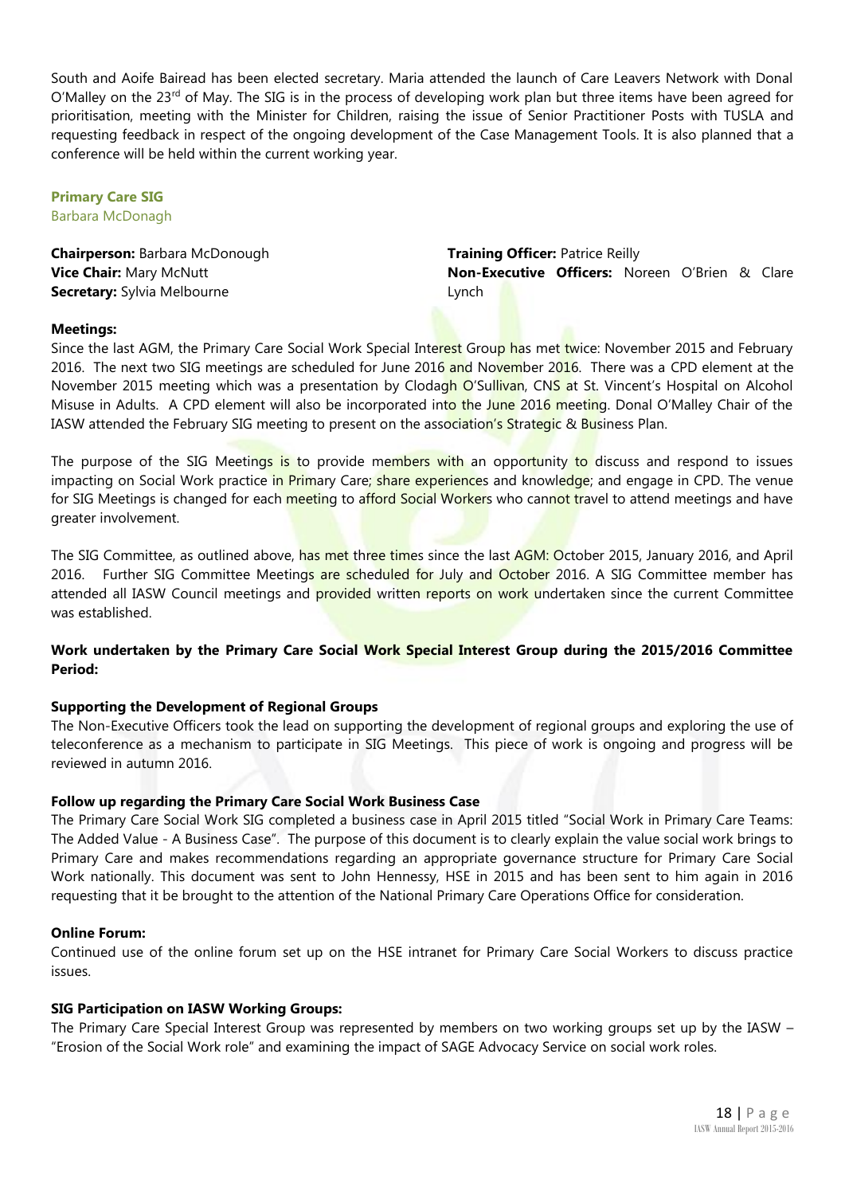South and Aoife Bairead has been elected secretary. Maria attended the launch of Care Leavers Network with Donal O'Malley on the 23rd of May. The SIG is in the process of developing work plan but three items have been agreed for prioritisation, meeting with the Minister for Children, raising the issue of Senior Practitioner Posts with TUSLA and requesting feedback in respect of the ongoing development of the Case Management Tools. It is also planned that a conference will be held within the current working year.

### Primary Care SIG

Barbara McDonagh

**Chairperson:** Barbara McDonough
**Vice Chair:** Mary McNutt
**Secretary:** Sylvia Melbourne
**Training Officer:** Patrice Reilly
**Non-Executive Officers:** Noreen O'Brien & Clare Lynch

**Meetings:**

Since the last AGM, the Primary Care Social Work Special Interest Group has met twice: November 2015 and February 2016. The next two SIG meetings are scheduled for June 2016 and November 2016. There was a CPD element at the November 2015 meeting which was a presentation by Clodagh O'Sullivan, CNS at St. Vincent's Hospital on Alcohol Misuse in Adults. A CPD element will also be incorporated into the June 2016 meeting. Donal O'Malley Chair of the IASW attended the February SIG meeting to present on the association's Strategic & Business Plan.

The purpose of the SIG Meetings is to provide members with an opportunity to discuss and respond to issues impacting on Social Work practice in Primary Care; share experiences and knowledge; and engage in CPD. The venue for SIG Meetings is changed for each meeting to afford Social Workers who cannot travel to attend meetings and have greater involvement.

The SIG Committee, as outlined above, has met three times since the last AGM: October 2015, January 2016, and April 2016. Further SIG Committee Meetings are scheduled for July and October 2016. A SIG Committee member has attended all IASW Council meetings and provided written reports on work undertaken since the current Committee was established.

**Work undertaken by the Primary Care Social Work Special Interest Group during the 2015/2016 Committee Period:**

**Supporting the Development of Regional Groups**

The Non-Executive Officers took the lead on supporting the development of regional groups and exploring the use of teleconference as a mechanism to participate in SIG Meetings. This piece of work is ongoing and progress will be reviewed in autumn 2016.

**Follow up regarding the Primary Care Social Work Business Case**

The Primary Care Social Work SIG completed a business case in April 2015 titled "Social Work in Primary Care Teams: The Added Value - A Business Case". The purpose of this document is to clearly explain the value social work brings to Primary Care and makes recommendations regarding an appropriate governance structure for Primary Care Social Work nationally. This document was sent to John Hennessy, HSE in 2015 and has been sent to him again in 2016 requesting that it be brought to the attention of the National Primary Care Operations Office for consideration.

**Online Forum:**

Continued use of the online forum set up on the HSE intranet for Primary Care Social Workers to discuss practice issues.

**SIG Participation on IASW Working Groups:**

The Primary Care Special Interest Group was represented by members on two working groups set up by the IASW – "Erosion of the Social Work role" and examining the impact of SAGE Advocacy Service on social work roles.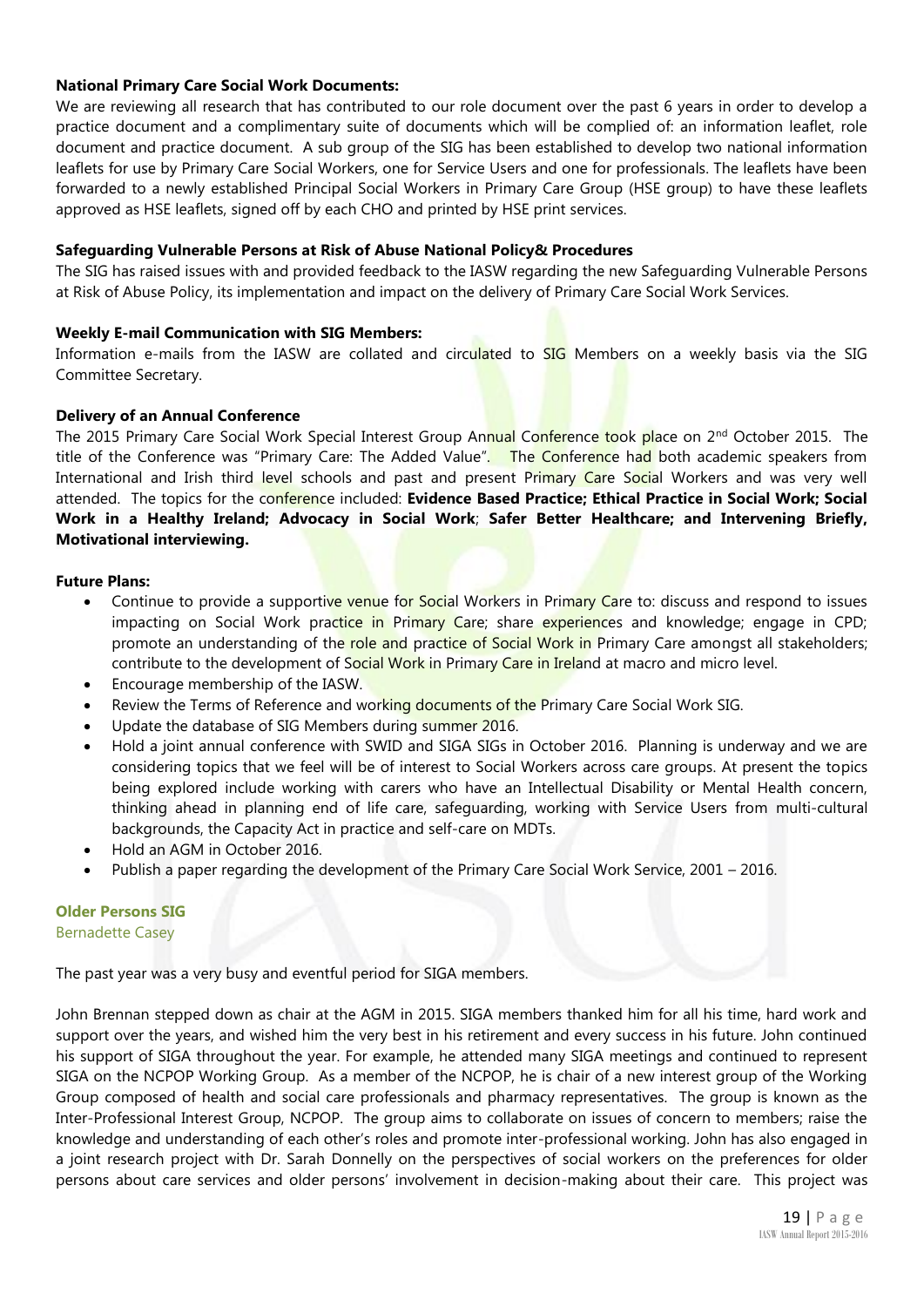**National Primary Care Social Work Documents:**

We are reviewing all research that has contributed to our role document over the past 6 years in order to develop a practice document and a complimentary suite of documents which will be complied of: an information leaflet, role document and practice document. A sub group of the SIG has been established to develop two national information leaflets for use by Primary Care Social Workers, one for Service Users and one for professionals. The leaflets have been forwarded to a newly established Principal Social Workers in Primary Care Group (HSE group) to have these leaflets approved as HSE leaflets, signed off by each CHO and printed by HSE print services.

**Safeguarding Vulnerable Persons at Risk of Abuse National Policy& Procedures**

The SIG has raised issues with and provided feedback to the IASW regarding the new Safeguarding Vulnerable Persons at Risk of Abuse Policy, its implementation and impact on the delivery of Primary Care Social Work Services.

**Weekly E-mail Communication with SIG Members:**

Information e-mails from the IASW are collated and circulated to SIG Members on a weekly basis via the SIG Committee Secretary.

**Delivery of an Annual Conference**

The 2015 Primary Care Social Work Special Interest Group Annual Conference took place on 2nd October 2015. The title of the Conference was "Primary Care: The Added Value". The Conference had both academic speakers from International and Irish third level schools and past and present Primary Care Social Workers and was very well attended. The topics for the conference included: **Evidence Based Practice; Ethical Practice in Social Work; Social Work in a Healthy Ireland; Advocacy in Social Work**; **Safer Better Healthcare; and Intervening Briefly, Motivational interviewing.**

**Future Plans:**

- Continue to provide a supportive venue for Social Workers in Primary Care to: discuss and respond to issues impacting on Social Work practice in Primary Care; share experiences and knowledge; engage in CPD; promote an understanding of the role and practice of Social Work in Primary Care amongst all stakeholders; contribute to the development of Social Work in Primary Care in Ireland at macro and micro level.
- Encourage membership of the IASW.
- Review the Terms of Reference and working documents of the Primary Care Social Work SIG.
- Update the database of SIG Members during summer 2016.
- Hold a joint annual conference with SWID and SIGA SIGs in October 2016. Planning is underway and we are considering topics that we feel will be of interest to Social Workers across care groups. At present the topics being explored include working with carers who have an Intellectual Disability or Mental Health concern, thinking ahead in planning end of life care, safeguarding, working with Service Users from multi-cultural backgrounds, the Capacity Act in practice and self-care on MDTs.
- Hold an AGM in October 2016.
- Publish a paper regarding the development of the Primary Care Social Work Service, 2001 – 2016.

## Older Persons SIG

Bernadette Casey

The past year was a very busy and eventful period for SIGA members.

John Brennan stepped down as chair at the AGM in 2015. SIGA members thanked him for all his time, hard work and support over the years, and wished him the very best in his retirement and every success in his future. John continued his support of SIGA throughout the year. For example, he attended many SIGA meetings and continued to represent SIGA on the NCPOP Working Group. As a member of the NCPOP, he is chair of a new interest group of the Working Group composed of health and social care professionals and pharmacy representatives. The group is known as the Inter-Professional Interest Group, NCPOP. The group aims to collaborate on issues of concern to members; raise the knowledge and understanding of each other's roles and promote inter-professional working. John has also engaged in a joint research project with Dr. Sarah Donnelly on the perspectives of social workers on the preferences for older persons about care services and older persons' involvement in decision-making about their care. This project was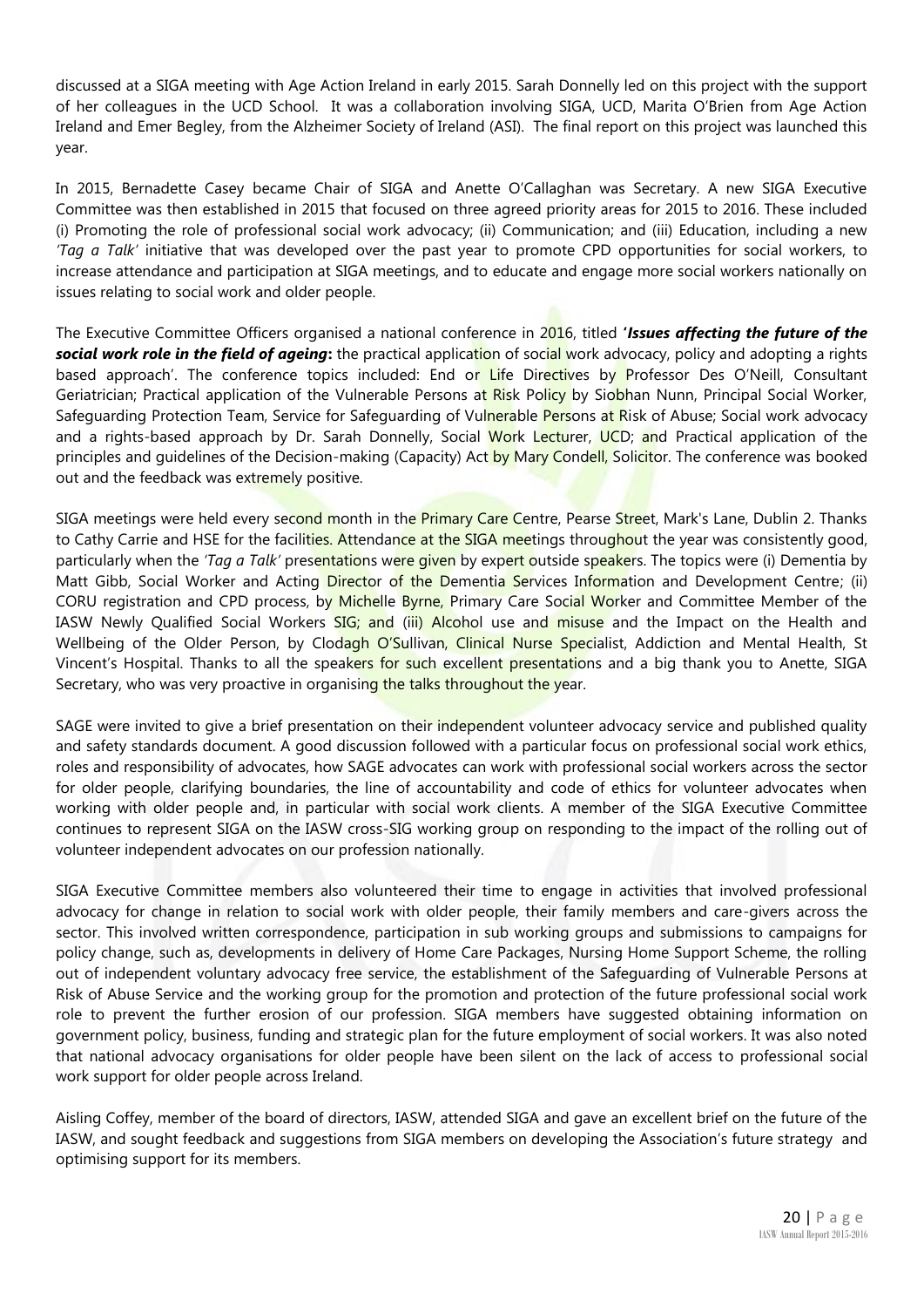discussed at a SIGA meeting with Age Action Ireland in early 2015. Sarah Donnelly led on this project with the support of her colleagues in the UCD School. It was a collaboration involving SIGA, UCD, Marita O'Brien from Age Action Ireland and Emer Begley, from the Alzheimer Society of Ireland (ASI). The final report on this project was launched this year.

In 2015, Bernadette Casey became Chair of SIGA and Anette O'Callaghan was Secretary. A new SIGA Executive Committee was then established in 2015 that focused on three agreed priority areas for 2015 to 2016. These included (i) Promoting the role of professional social work advocacy; (ii) Communication; and (iii) Education, including a new *'Tag a Talk'* initiative that was developed over the past year to promote CPD opportunities for social workers, to increase attendance and participation at SIGA meetings, and to educate and engage more social workers nationally on issues relating to social work and older people.

The Executive Committee Officers organised a national conference in 2016, titled **'*Issues affecting the future of the social work role in the field of ageing*:** the practical application of social work advocacy, policy and adopting a rights based approach'. The conference topics included: End or Life Directives by Professor Des O'Neill, Consultant Geriatrician; Practical application of the Vulnerable Persons at Risk Policy by Siobhan Nunn, Principal Social Worker, Safeguarding Protection Team, Service for Safeguarding of Vulnerable Persons at Risk of Abuse; Social work advocacy and a rights-based approach by Dr. Sarah Donnelly, Social Work Lecturer, UCD; and Practical application of the principles and guidelines of the Decision-making (Capacity) Act by Mary Condell, Solicitor. The conference was booked out and the feedback was extremely positive.

SIGA meetings were held every second month in the Primary Care Centre, Pearse Street, Mark's Lane, Dublin 2. Thanks to Cathy Carrie and HSE for the facilities. Attendance at the SIGA meetings throughout the year was consistently good, particularly when the *'Tag a Talk'* presentations were given by expert outside speakers. The topics were (i) Dementia by Matt Gibb, Social Worker and Acting Director of the Dementia Services Information and Development Centre; (ii) CORU registration and CPD process, by Michelle Byrne, Primary Care Social Worker and Committee Member of the IASW Newly Qualified Social Workers SIG; and (iii) Alcohol use and misuse and the Impact on the Health and Wellbeing of the Older Person, by Clodagh O'Sullivan, Clinical Nurse Specialist, Addiction and Mental Health, St Vincent's Hospital. Thanks to all the speakers for such excellent presentations and a big thank you to Anette, SIGA Secretary, who was very proactive in organising the talks throughout the year.

SAGE were invited to give a brief presentation on their independent volunteer advocacy service and published quality and safety standards document. A good discussion followed with a particular focus on professional social work ethics, roles and responsibility of advocates, how SAGE advocates can work with professional social workers across the sector for older people, clarifying boundaries, the line of accountability and code of ethics for volunteer advocates when working with older people and, in particular with social work clients. A member of the SIGA Executive Committee continues to represent SIGA on the IASW cross-SIG working group on responding to the impact of the rolling out of volunteer independent advocates on our profession nationally.

SIGA Executive Committee members also volunteered their time to engage in activities that involved professional advocacy for change in relation to social work with older people, their family members and care-givers across the sector. This involved written correspondence, participation in sub working groups and submissions to campaigns for policy change, such as, developments in delivery of Home Care Packages, Nursing Home Support Scheme, the rolling out of independent voluntary advocacy free service, the establishment of the Safeguarding of Vulnerable Persons at Risk of Abuse Service and the working group for the promotion and protection of the future professional social work role to prevent the further erosion of our profession. SIGA members have suggested obtaining information on government policy, business, funding and strategic plan for the future employment of social workers. It was also noted that national advocacy organisations for older people have been silent on the lack of access to professional social work support for older people across Ireland.

Aisling Coffey, member of the board of directors, IASW, attended SIGA and gave an excellent brief on the future of the IASW, and sought feedback and suggestions from SIGA members on developing the Association's future strategy and optimising support for its members.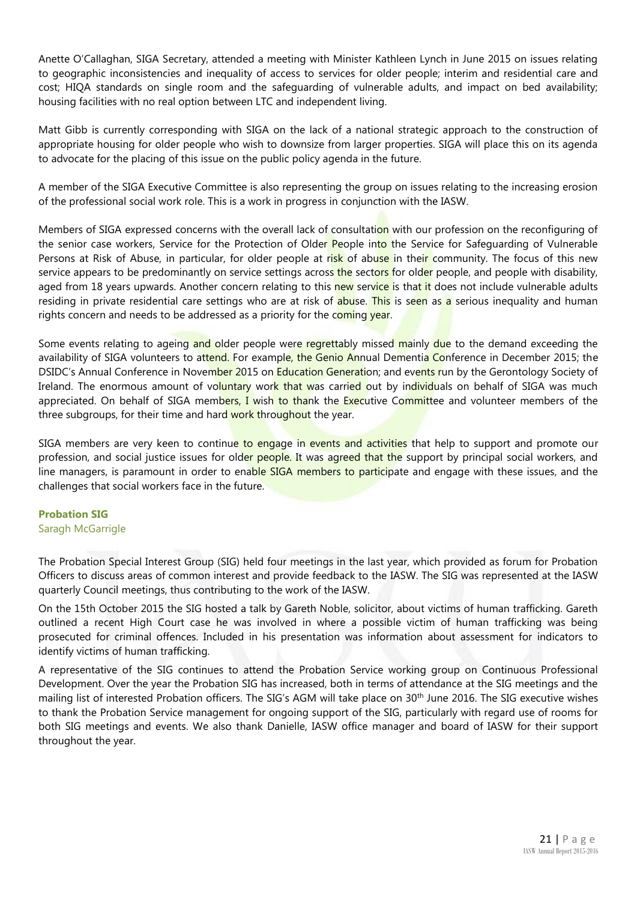Anette O'Callaghan, SIGA Secretary, attended a meeting with Minister Kathleen Lynch in June 2015 on issues relating to geographic inconsistencies and inequality of access to services for older people; interim and residential care and cost; HIQA standards on single room and the safeguarding of vulnerable adults, and impact on bed availability; housing facilities with no real option between LTC and independent living.

Matt Gibb is currently corresponding with SIGA on the lack of a national strategic approach to the construction of appropriate housing for older people who wish to downsize from larger properties. SIGA will place this on its agenda to advocate for the placing of this issue on the public policy agenda in the future.

A member of the SIGA Executive Committee is also representing the group on issues relating to the increasing erosion of the professional social work role. This is a work in progress in conjunction with the IASW.

Members of SIGA expressed concerns with the overall lack of consultation with our profession on the reconfiguring of the senior case workers, Service for the Protection of Older People into the Service for Safeguarding of Vulnerable Persons at Risk of Abuse, in particular, for older people at risk of abuse in their community. The focus of this new service appears to be predominantly on service settings across the sectors for older people, and people with disability, aged from 18 years upwards. Another concern relating to this new service is that it does not include vulnerable adults residing in private residential care settings who are at risk of abuse. This is seen as a serious inequality and human rights concern and needs to be addressed as a priority for the coming year.

Some events relating to ageing and older people were regrettably missed mainly due to the demand exceeding the availability of SIGA volunteers to attend. For example, the Genio Annual Dementia Conference in December 2015; the DSIDC's Annual Conference in November 2015 on Education Generation; and events run by the Gerontology Society of Ireland. The enormous amount of voluntary work that was carried out by individuals on behalf of SIGA was much appreciated. On behalf of SIGA members, I wish to thank the Executive Committee and volunteer members of the three subgroups, for their time and hard work throughout the year.

SIGA members are very keen to continue to engage in events and activities that help to support and promote our profession, and social justice issues for older people. It was agreed that the support by principal social workers, and line managers, is paramount in order to enable SIGA members to participate and engage with these issues, and the challenges that social workers face in the future.

### Probation SIG

Saragh McGarrigle

The Probation Special Interest Group (SIG) held four meetings in the last year, which provided as forum for Probation Officers to discuss areas of common interest and provide feedback to the IASW. The SIG was represented at the IASW quarterly Council meetings, thus contributing to the work of the IASW.

On the 15th October 2015 the SIG hosted a talk by Gareth Noble, solicitor, about victims of human trafficking. Gareth outlined a recent High Court case he was involved in where a possible victim of human trafficking was being prosecuted for criminal offences. Included in his presentation was information about assessment for indicators to identify victims of human trafficking.

A representative of the SIG continues to attend the Probation Service working group on Continuous Professional Development. Over the year the Probation SIG has increased, both in terms of attendance at the SIG meetings and the mailing list of interested Probation officers. The SIG's AGM will take place on 30th June 2016. The SIG executive wishes to thank the Probation Service management for ongoing support of the SIG, particularly with regard use of rooms for both SIG meetings and events. We also thank Danielle, IASW office manager and board of IASW for their support throughout the year.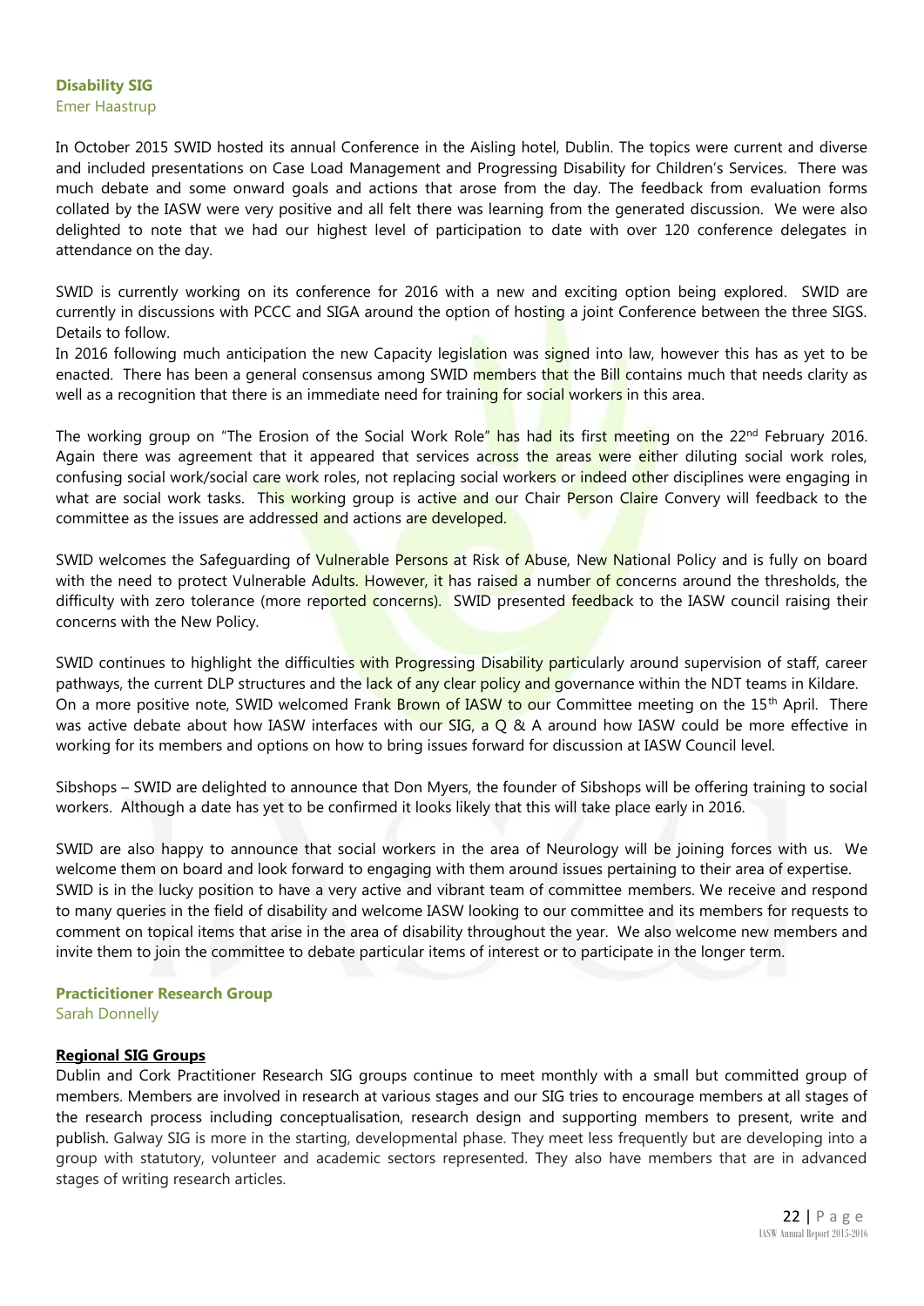### Disability SIG

Emer Haastrup

In October 2015 SWID hosted its annual Conference in the Aisling hotel, Dublin. The topics were current and diverse and included presentations on Case Load Management and Progressing Disability for Children's Services. There was much debate and some onward goals and actions that arose from the day. The feedback from evaluation forms collated by the IASW were very positive and all felt there was learning from the generated discussion. We were also delighted to note that we had our highest level of participation to date with over 120 conference delegates in attendance on the day.

SWID is currently working on its conference for 2016 with a new and exciting option being explored. SWID are currently in discussions with PCCC and SIGA around the option of hosting a joint Conference between the three SIGS. Details to follow.

In 2016 following much anticipation the new Capacity legislation was signed into law, however this has as yet to be enacted. There has been a general consensus among SWID members that the Bill contains much that needs clarity as well as a recognition that there is an immediate need for training for social workers in this area.

The working group on "The Erosion of the Social Work Role" has had its first meeting on the 22nd February 2016. Again there was agreement that it appeared that services across the areas were either diluting social work roles, confusing social work/social care work roles, not replacing social workers or indeed other disciplines were engaging in what are social work tasks. This working group is active and our Chair Person Claire Convery will feedback to the committee as the issues are addressed and actions are developed.

SWID welcomes the Safeguarding of Vulnerable Persons at Risk of Abuse, New National Policy and is fully on board with the need to protect Vulnerable Adults. However, it has raised a number of concerns around the thresholds, the difficulty with zero tolerance (more reported concerns). SWID presented feedback to the IASW council raising their concerns with the New Policy.

SWID continues to highlight the difficulties with Progressing Disability particularly around supervision of staff, career pathways, the current DLP structures and the lack of any clear policy and governance within the NDT teams in Kildare.

On a more positive note, SWID welcomed Frank Brown of IASW to our Committee meeting on the 15th April. There was active debate about how IASW interfaces with our SIG, a Q & A around how IASW could be more effective in working for its members and options on how to bring issues forward for discussion at IASW Council level.

Sibshops – SWID are delighted to announce that Don Myers, the founder of Sibshops will be offering training to social workers. Although a date has yet to be confirmed it looks likely that this will take place early in 2016.

SWID are also happy to announce that social workers in the area of Neurology will be joining forces with us. We welcome them on board and look forward to engaging with them around issues pertaining to their area of expertise.

SWID is in the lucky position to have a very active and vibrant team of committee members. We receive and respond to many queries in the field of disability and welcome IASW looking to our committee and its members for requests to comment on topical items that arise in the area of disability throughout the year. We also welcome new members and invite them to join the committee to debate particular items of interest or to participate in the longer term.

### Practicitioner Research Group

Sarah Donnelly

**Regional SIG Groups**

Dublin and Cork Practitioner Research SIG groups continue to meet monthly with a small but committed group of members. Members are involved in research at various stages and our SIG tries to encourage members at all stages of the research process including conceptualisation, research design and supporting members to present, write and publish. Galway SIG is more in the starting, developmental phase. They meet less frequently but are developing into a group with statutory, volunteer and academic sectors represented. They also have members that are in advanced stages of writing research articles.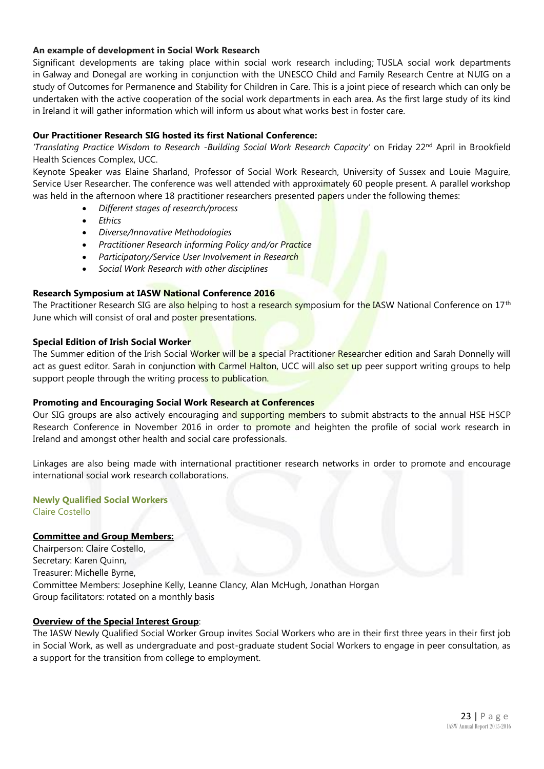**An example of development in Social Work Research**

Significant developments are taking place within social work research including; TUSLA social work departments in Galway and Donegal are working in conjunction with the UNESCO Child and Family Research Centre at NUIG on a study of Outcomes for Permanence and Stability for Children in Care. This is a joint piece of research which can only be undertaken with the active cooperation of the social work departments in each area. As the first large study of its kind in Ireland it will gather information which will inform us about what works best in foster care.

**Our Practitioner Research SIG hosted its first National Conference:**

*'Translating Practice Wisdom to Research -Building Social Work Research Capacity'* on Friday 22nd April in Brookfield Health Sciences Complex, UCC.

Keynote Speaker was Elaine Sharland, Professor of Social Work Research, University of Sussex and Louie Maguire, Service User Researcher. The conference was well attended with approximately 60 people present. A parallel workshop was held in the afternoon where 18 practitioner researchers presented papers under the following themes:

- *Different stages of research/process*
- *Ethics*
- *Diverse/Innovative Methodologies*
- *Practitioner Research informing Policy and/or Practice*
- *Participatory/Service User Involvement in Research*
- *Social Work Research with other disciplines*

**Research Symposium at IASW National Conference 2016**

The Practitioner Research SIG are also helping to host a research symposium for the IASW National Conference on 17th June which will consist of oral and poster presentations.

**Special Edition of Irish Social Worker**

The Summer edition of the Irish Social Worker will be a special Practitioner Researcher edition and Sarah Donnelly will act as guest editor. Sarah in conjunction with Carmel Halton, UCC will also set up peer support writing groups to help support people through the writing process to publication.

**Promoting and Encouraging Social Work Research at Conferences**

Our SIG groups are also actively encouraging and supporting members to submit abstracts to the annual HSE HSCP Research Conference in November 2016 in order to promote and heighten the profile of social work research in Ireland and amongst other health and social care professionals.

Linkages are also being made with international practitioner research networks in order to promote and encourage international social work research collaborations.

## Newly Qualified Social Workers

Claire Costello

**Committee and Group Members:**

Chairperson: Claire Costello,
Secretary: Karen Quinn,
Treasurer: Michelle Byrne,
Committee Members: Josephine Kelly, Leanne Clancy, Alan McHugh, Jonathan Horgan
Group facilitators: rotated on a monthly basis

**Overview of the Special Interest Group**:

The IASW Newly Qualified Social Worker Group invites Social Workers who are in their first three years in their first job in Social Work, as well as undergraduate and post-graduate student Social Workers to engage in peer consultation, as a support for the transition from college to employment.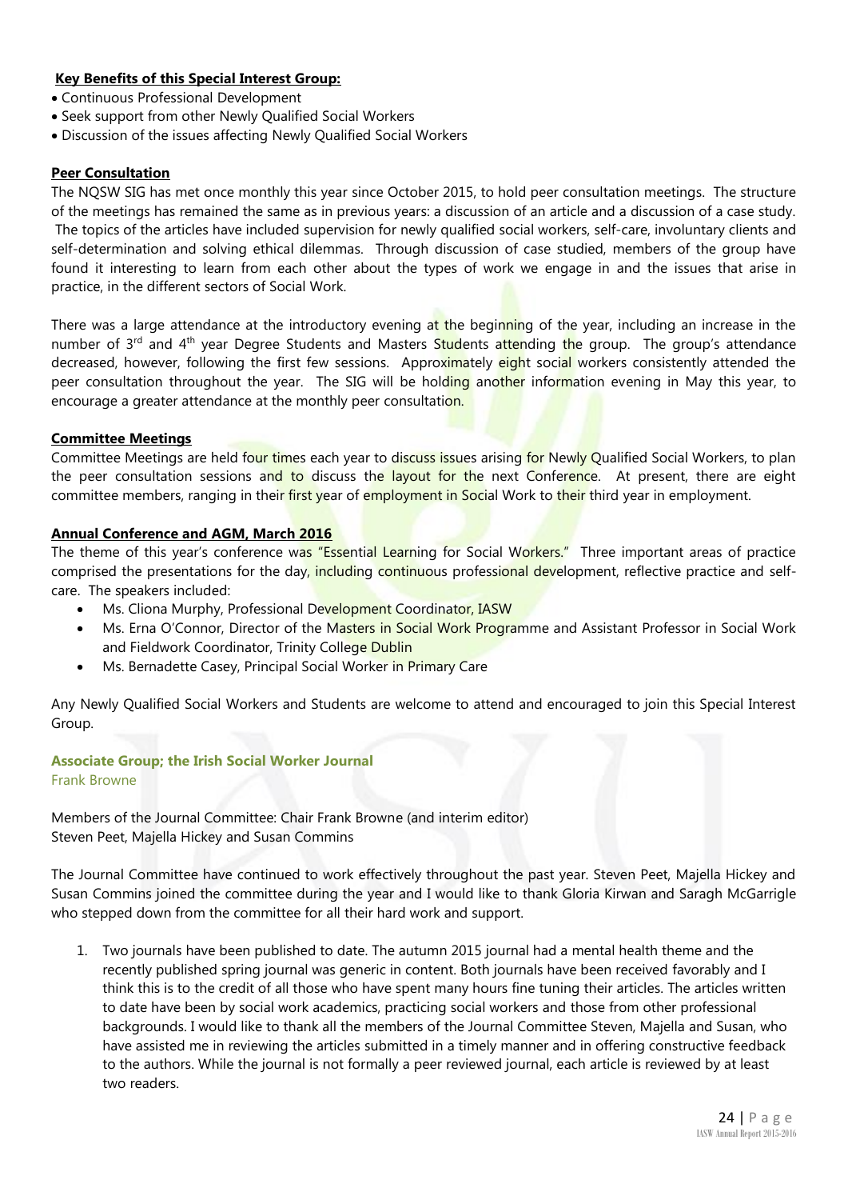**Key Benefits of this Special Interest Group:**

- Continuous Professional Development
- Seek support from other Newly Qualified Social Workers
- Discussion of the issues affecting Newly Qualified Social Workers

**Peer Consultation**

The NQSW SIG has met once monthly this year since October 2015, to hold peer consultation meetings. The structure of the meetings has remained the same as in previous years: a discussion of an article and a discussion of a case study. The topics of the articles have included supervision for newly qualified social workers, self-care, involuntary clients and self-determination and solving ethical dilemmas. Through discussion of case studied, members of the group have found it interesting to learn from each other about the types of work we engage in and the issues that arise in practice, in the different sectors of Social Work.

There was a large attendance at the introductory evening at the beginning of the year, including an increase in the number of 3rd and 4th year Degree Students and Masters Students attending the group. The group's attendance decreased, however, following the first few sessions. Approximately eight social workers consistently attended the peer consultation throughout the year. The SIG will be holding another information evening in May this year, to encourage a greater attendance at the monthly peer consultation.

**Committee Meetings**

Committee Meetings are held four times each year to discuss issues arising for Newly Qualified Social Workers, to plan the peer consultation sessions and to discuss the layout for the next Conference. At present, there are eight committee members, ranging in their first year of employment in Social Work to their third year in employment.

**Annual Conference and AGM, March 2016**

The theme of this year's conference was "Essential Learning for Social Workers." Three important areas of practice comprised the presentations for the day, including continuous professional development, reflective practice and self-care. The speakers included:

- Ms. Cliona Murphy, Professional Development Coordinator, IASW
- Ms. Erna O'Connor, Director of the Masters in Social Work Programme and Assistant Professor in Social Work and Fieldwork Coordinator, Trinity College Dublin
- Ms. Bernadette Casey, Principal Social Worker in Primary Care

Any Newly Qualified Social Workers and Students are welcome to attend and encouraged to join this Special Interest Group.

### Associate Group; the Irish Social Worker Journal

Frank Browne

Members of the Journal Committee: Chair Frank Browne (and interim editor)
Steven Peet, Majella Hickey and Susan Commins

The Journal Committee have continued to work effectively throughout the past year. Steven Peet, Majella Hickey and Susan Commins joined the committee during the year and I would like to thank Gloria Kirwan and Saragh McGarrigle who stepped down from the committee for all their hard work and support.

1. Two journals have been published to date. The autumn 2015 journal had a mental health theme and the recently published spring journal was generic in content. Both journals have been received favorably and I think this is to the credit of all those who have spent many hours fine tuning their articles. The articles written to date have been by social work academics, practicing social workers and those from other professional backgrounds. I would like to thank all the members of the Journal Committee Steven, Majella and Susan, who have assisted me in reviewing the articles submitted in a timely manner and in offering constructive feedback to the authors. While the journal is not formally a peer reviewed journal, each article is reviewed by at least two readers.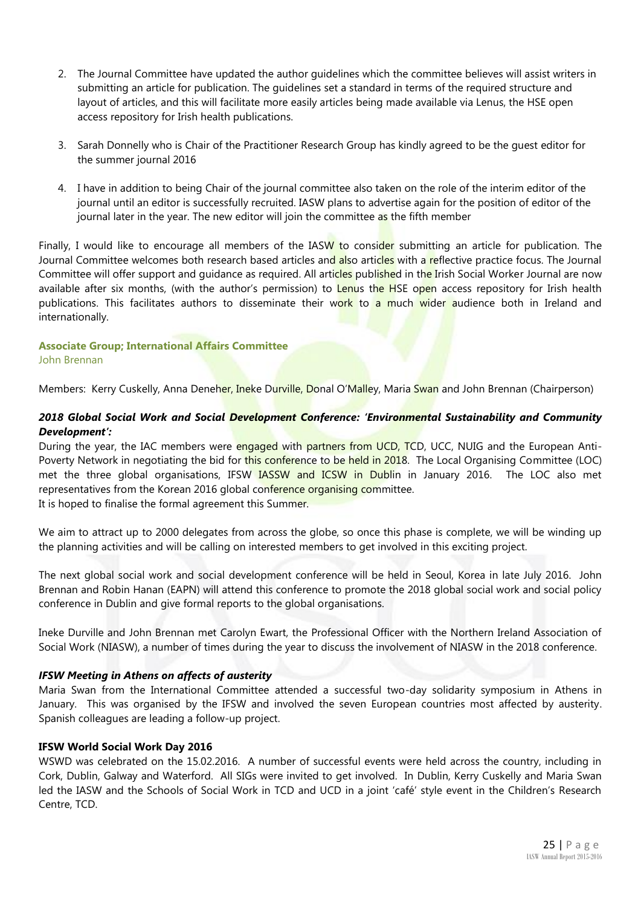2. The Journal Committee have updated the author guidelines which the committee believes will assist writers in submitting an article for publication. The guidelines set a standard in terms of the required structure and layout of articles, and this will facilitate more easily articles being made available via Lenus, the HSE open access repository for Irish health publications.

3. Sarah Donnelly who is Chair of the Practitioner Research Group has kindly agreed to be the guest editor for the summer journal 2016

4. I have in addition to being Chair of the journal committee also taken on the role of the interim editor of the journal until an editor is successfully recruited. IASW plans to advertise again for the position of editor of the journal later in the year. The new editor will join the committee as the fifth member

Finally, I would like to encourage all members of the IASW to consider submitting an article for publication. The Journal Committee welcomes both research based articles and also articles with a reflective practice focus. The Journal Committee will offer support and guidance as required. All articles published in the Irish Social Worker Journal are now available after six months, (with the author's permission) to Lenus the HSE open access repository for Irish health publications. This facilitates authors to disseminate their work to a much wider audience both in Ireland and internationally.

### Associate Group; International Affairs Committee

John Brennan

Members: Kerry Cuskelly, Anna Deneher, Ineke Durville, Donal O'Malley, Maria Swan and John Brennan (Chairperson)

#### *2018 Global Social Work and Social Development Conference: 'Environmental Sustainability and Community Development':*

During the year, the IAC members were engaged with partners from UCD, TCD, UCC, NUIG and the European Anti-Poverty Network in negotiating the bid for this conference to be held in 2018. The Local Organising Committee (LOC) met the three global organisations, IFSW IASSW and ICSW in Dublin in January 2016. The LOC also met representatives from the Korean 2016 global conference organising committee.
It is hoped to finalise the formal agreement this Summer.

We aim to attract up to 2000 delegates from across the globe, so once this phase is complete, we will be winding up the planning activities and will be calling on interested members to get involved in this exciting project.

The next global social work and social development conference will be held in Seoul, Korea in late July 2016. John Brennan and Robin Hanan (EAPN) will attend this conference to promote the 2018 global social work and social policy conference in Dublin and give formal reports to the global organisations.

Ineke Durville and John Brennan met Carolyn Ewart, the Professional Officer with the Northern Ireland Association of Social Work (NIASW), a number of times during the year to discuss the involvement of NIASW in the 2018 conference.

#### *IFSW Meeting in Athens on affects of austerity*

Maria Swan from the International Committee attended a successful two-day solidarity symposium in Athens in January. This was organised by the IFSW and involved the seven European countries most affected by austerity. Spanish colleagues are leading a follow-up project.

#### IFSW World Social Work Day 2016

WSWD was celebrated on the 15.02.2016. A number of successful events were held across the country, including in Cork, Dublin, Galway and Waterford. All SIGs were invited to get involved. In Dublin, Kerry Cuskelly and Maria Swan led the IASW and the Schools of Social Work in TCD and UCD in a joint 'café' style event in the Children's Research Centre, TCD.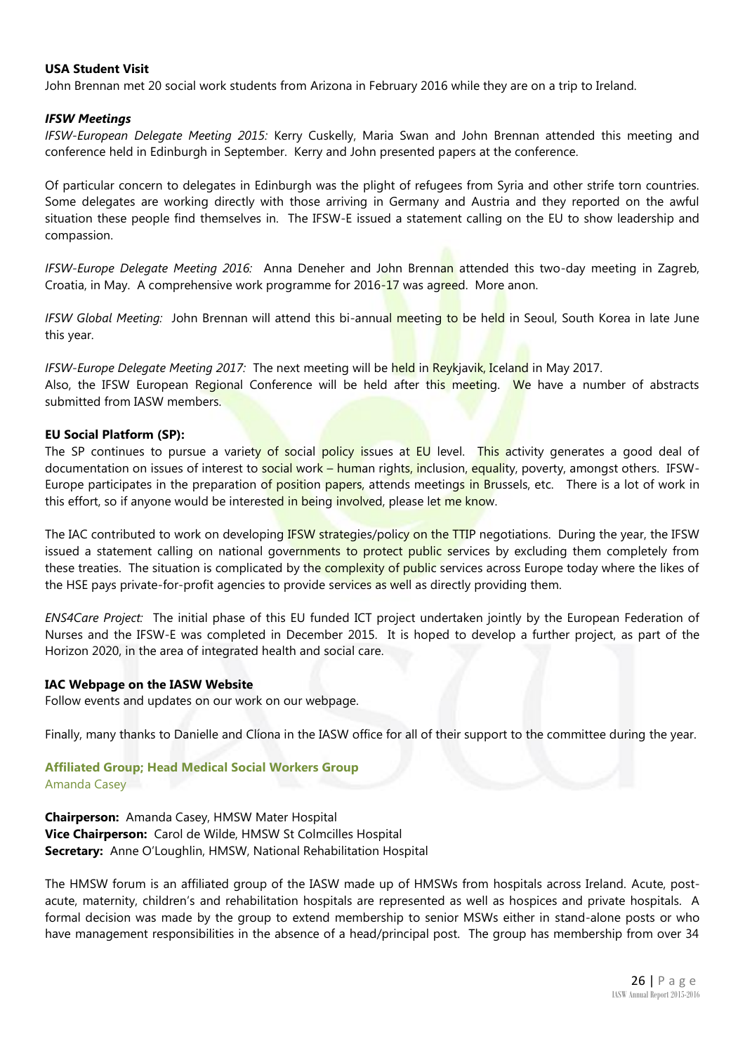**USA Student Visit**

John Brennan met 20 social work students from Arizona in February 2016 while they are on a trip to Ireland.

***IFSW Meetings***

*IFSW-European Delegate Meeting 2015:* Kerry Cuskelly, Maria Swan and John Brennan attended this meeting and conference held in Edinburgh in September. Kerry and John presented papers at the conference.

Of particular concern to delegates in Edinburgh was the plight of refugees from Syria and other strife torn countries. Some delegates are working directly with those arriving in Germany and Austria and they reported on the awful situation these people find themselves in. The IFSW-E issued a statement calling on the EU to show leadership and compassion.

*IFSW-Europe Delegate Meeting 2016:* Anna Deneher and John Brennan attended this two-day meeting in Zagreb, Croatia, in May. A comprehensive work programme for 2016-17 was agreed. More anon.

*IFSW Global Meeting:* John Brennan will attend this bi-annual meeting to be held in Seoul, South Korea in late June this year.

*IFSW-Europe Delegate Meeting 2017:* The next meeting will be held in Reykjavik, Iceland in May 2017.
Also, the IFSW European Regional Conference will be held after this meeting. We have a number of abstracts submitted from IASW members.

**EU Social Platform (SP):**

The SP continues to pursue a variety of social policy issues at EU level. This activity generates a good deal of documentation on issues of interest to social work – human rights, inclusion, equality, poverty, amongst others. IFSW-Europe participates in the preparation of position papers, attends meetings in Brussels, etc. There is a lot of work in this effort, so if anyone would be interested in being involved, please let me know.

The IAC contributed to work on developing IFSW strategies/policy on the TTIP negotiations. During the year, the IFSW issued a statement calling on national governments to protect public services by excluding them completely from these treaties. The situation is complicated by the complexity of public services across Europe today where the likes of the HSE pays private-for-profit agencies to provide services as well as directly providing them.

*ENS4Care Project:* The initial phase of this EU funded ICT project undertaken jointly by the European Federation of Nurses and the IFSW-E was completed in December 2015. It is hoped to develop a further project, as part of the Horizon 2020, in the area of integrated health and social care.

**IAC Webpage on the IASW Website**

Follow events and updates on our work on our webpage.

Finally, many thanks to Danielle and Clíona in the IASW office for all of their support to the committee during the year.

## Affiliated Group; Head Medical Social Workers Group

Amanda Casey

**Chairperson:** Amanda Casey, HMSW Mater Hospital
**Vice Chairperson:** Carol de Wilde, HMSW St Colmcilles Hospital
**Secretary:** Anne O'Loughlin, HMSW, National Rehabilitation Hospital

The HMSW forum is an affiliated group of the IASW made up of HMSWs from hospitals across Ireland. Acute, post-acute, maternity, children's and rehabilitation hospitals are represented as well as hospices and private hospitals. A formal decision was made by the group to extend membership to senior MSWs either in stand-alone posts or who have management responsibilities in the absence of a head/principal post. The group has membership from over 34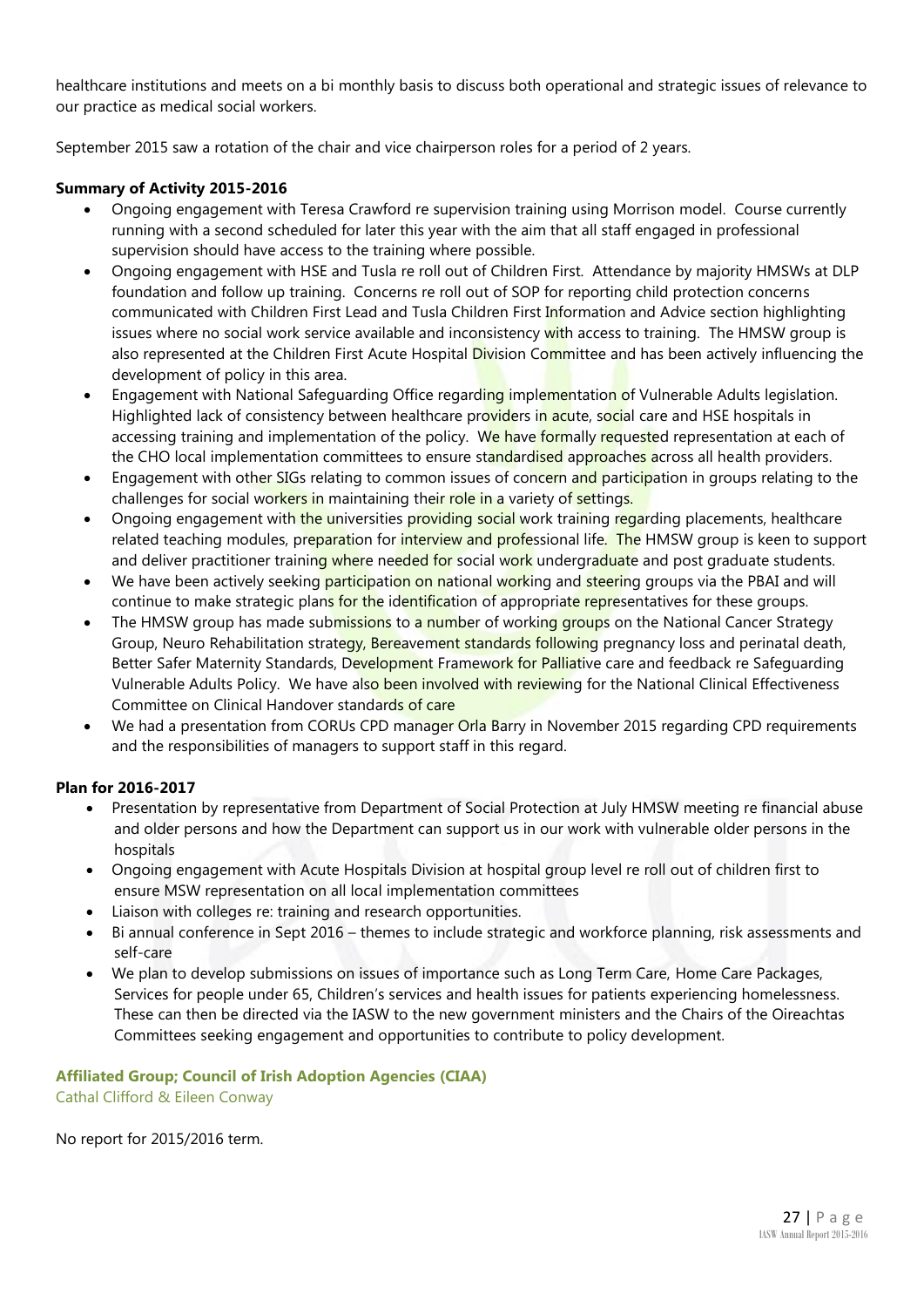healthcare institutions and meets on a bi monthly basis to discuss both operational and strategic issues of relevance to our practice as medical social workers.

September 2015 saw a rotation of the chair and vice chairperson roles for a period of 2 years.

**Summary of Activity 2015-2016**

- Ongoing engagement with Teresa Crawford re supervision training using Morrison model. Course currently running with a second scheduled for later this year with the aim that all staff engaged in professional supervision should have access to the training where possible.
- Ongoing engagement with HSE and Tusla re roll out of Children First. Attendance by majority HMSWs at DLP foundation and follow up training. Concerns re roll out of SOP for reporting child protection concerns communicated with Children First Lead and Tusla Children First Information and Advice section highlighting issues where no social work service available and inconsistency with access to training. The HMSW group is also represented at the Children First Acute Hospital Division Committee and has been actively influencing the development of policy in this area.
- Engagement with National Safeguarding Office regarding implementation of Vulnerable Adults legislation. Highlighted lack of consistency between healthcare providers in acute, social care and HSE hospitals in accessing training and implementation of the policy. We have formally requested representation at each of the CHO local implementation committees to ensure standardised approaches across all health providers.
- Engagement with other SIGs relating to common issues of concern and participation in groups relating to the challenges for social workers in maintaining their role in a variety of settings.
- Ongoing engagement with the universities providing social work training regarding placements, healthcare related teaching modules, preparation for interview and professional life. The HMSW group is keen to support and deliver practitioner training where needed for social work undergraduate and post graduate students.
- We have been actively seeking participation on national working and steering groups via the PBAI and will continue to make strategic plans for the identification of appropriate representatives for these groups.
- The HMSW group has made submissions to a number of working groups on the National Cancer Strategy Group, Neuro Rehabilitation strategy, Bereavement standards following pregnancy loss and perinatal death, Better Safer Maternity Standards, Development Framework for Palliative care and feedback re Safeguarding Vulnerable Adults Policy. We have also been involved with reviewing for the National Clinical Effectiveness Committee on Clinical Handover standards of care
- We had a presentation from CORUs CPD manager Orla Barry in November 2015 regarding CPD requirements and the responsibilities of managers to support staff in this regard.

**Plan for 2016-2017**

- Presentation by representative from Department of Social Protection at July HMSW meeting re financial abuse and older persons and how the Department can support us in our work with vulnerable older persons in the hospitals
- Ongoing engagement with Acute Hospitals Division at hospital group level re roll out of children first to ensure MSW representation on all local implementation committees
- Liaison with colleges re: training and research opportunities.
- Bi annual conference in Sept 2016 – themes to include strategic and workforce planning, risk assessments and self-care
- We plan to develop submissions on issues of importance such as Long Term Care, Home Care Packages, Services for people under 65, Children's services and health issues for patients experiencing homelessness. These can then be directed via the IASW to the new government ministers and the Chairs of the Oireachtas Committees seeking engagement and opportunities to contribute to policy development.

### Affiliated Group; Council of Irish Adoption Agencies (CIAA)

Cathal Clifford & Eileen Conway

No report for 2015/2016 term.